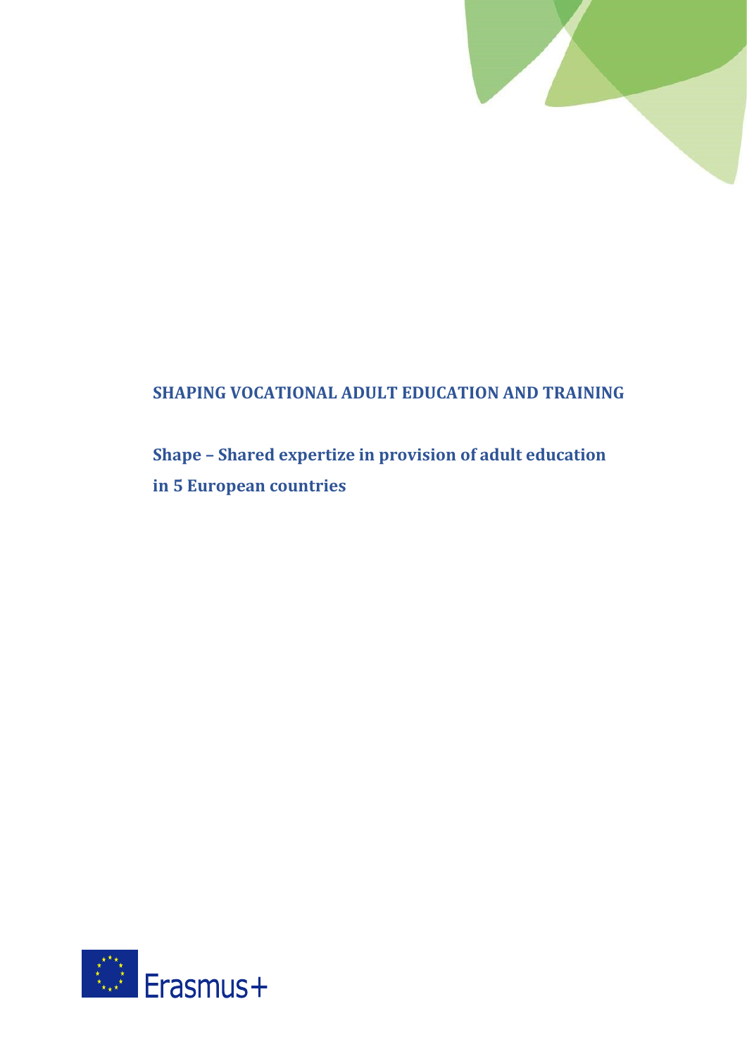# SHAPING VOCATIONAL ADULT EDUCATION AND TRAINING

## Shape – Shared expertize in provision of adult education in 5 European countries

Erasmus+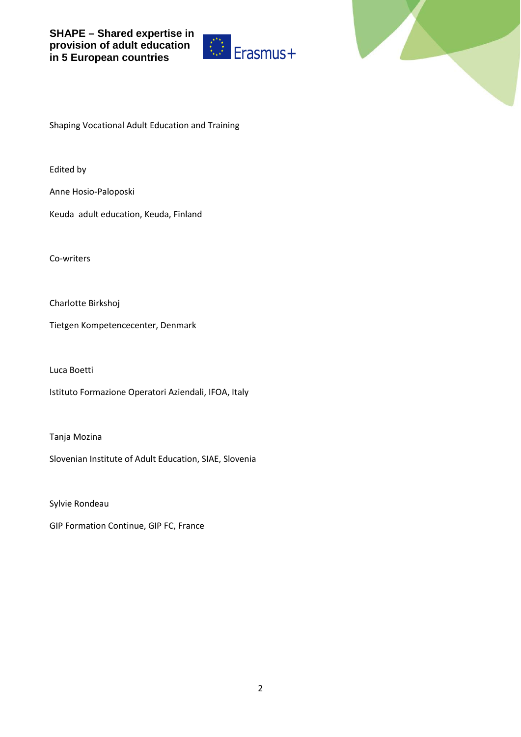**SHAPE – Shared expertise in provision of adult education in 5 European countries**

Erasmus+

Shaping Vocational Adult Education and Training

Edited by

Anne Hosio-Paloposki

Keuda adult education, Keuda, Finland

Co-writers

Charlotte Birkshoj

Tietgen Kompetencecenter, Denmark

Luca Boetti

Istituto Formazione Operatori Aziendali, IFOA, Italy

Tanja Mozina

Slovenian Institute of Adult Education, SIAE, Slovenia

Sylvie Rondeau

GIP Formation Continue, GIP FC, France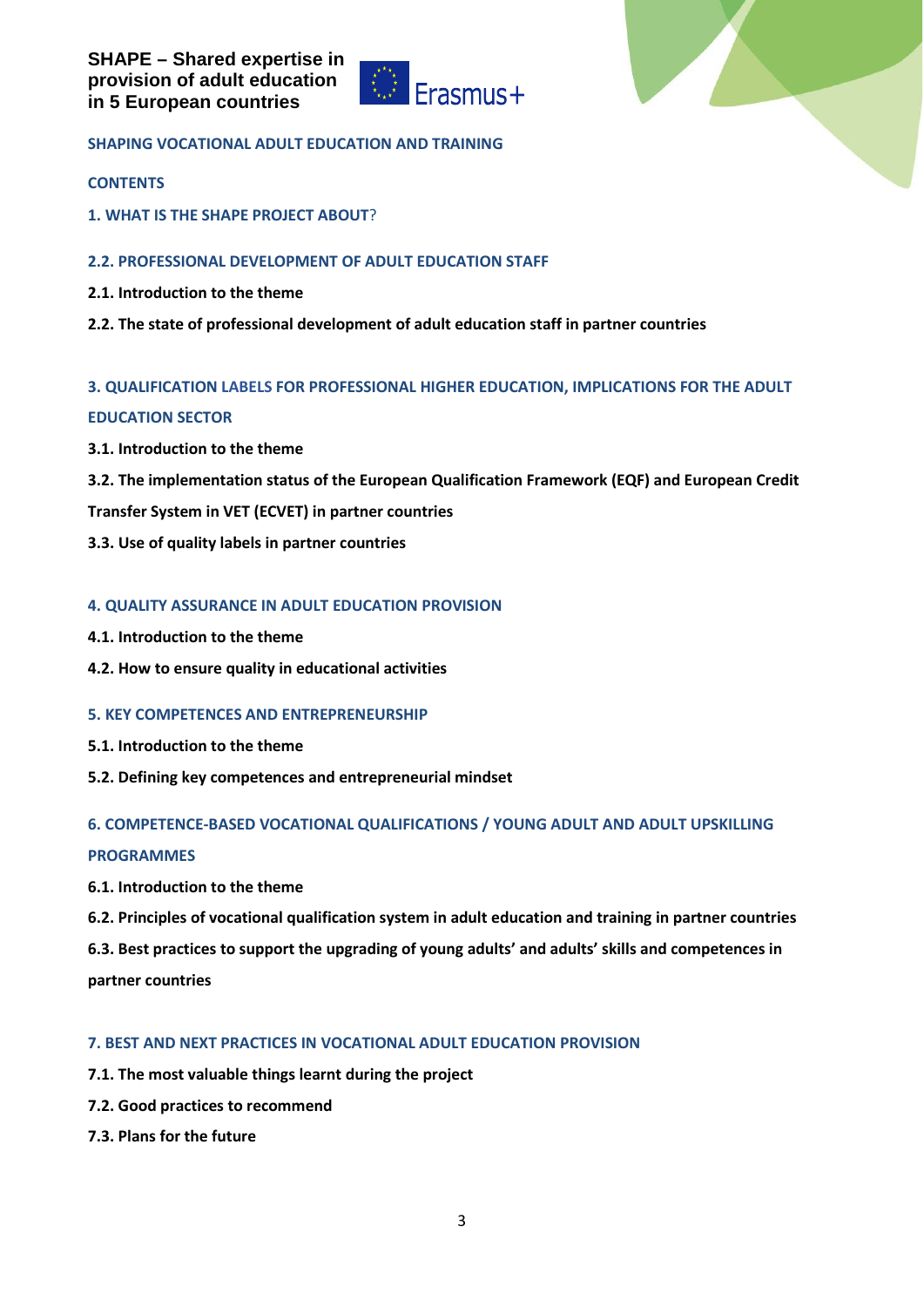**SHAPE – Shared expertise in provision of adult education in 5 European countries**

Erasmus+

## SHAPING VOCATIONAL ADULT EDUCATION AND TRAINING

### CONTENTS

**1. WHAT IS THE SHAPE PROJECT ABOUT?**

**2.2. PROFESSIONAL DEVELOPMENT OF ADULT EDUCATION STAFF**

**2.1. Introduction to the theme**

**2.2. The state of professional development of adult education staff in partner countries**

**3. QUALIFICATION LABELS FOR PROFESSIONAL HIGHER EDUCATION, IMPLICATIONS FOR THE ADULT EDUCATION SECTOR**

**3.1. Introduction to the theme**

**3.2. The implementation status of the European Qualification Framework (EQF) and European Credit Transfer System in VET (ECVET) in partner countries**

**3.3. Use of quality labels in partner countries**

**4. QUALITY ASSURANCE IN ADULT EDUCATION PROVISION**

**4.1. Introduction to the theme**

**4.2. How to ensure quality in educational activities**

**5. KEY COMPETENCES AND ENTREPRENEURSHIP**

**5.1. Introduction to the theme**

**5.2. Defining key competences and entrepreneurial mindset**

**6. COMPETENCE-BASED VOCATIONAL QUALIFICATIONS / YOUNG ADULT AND ADULT UPSKILLING PROGRAMMES**

**6.1. Introduction to the theme**

**6.2. Principles of vocational qualification system in adult education and training in partner countries**

**6.3. Best practices to support the upgrading of young adults' and adults' skills and competences in partner countries**

**7. BEST AND NEXT PRACTICES IN VOCATIONAL ADULT EDUCATION PROVISION**

**7.1. The most valuable things learnt during the project**

**7.2. Good practices to recommend**

**7.3. Plans for the future**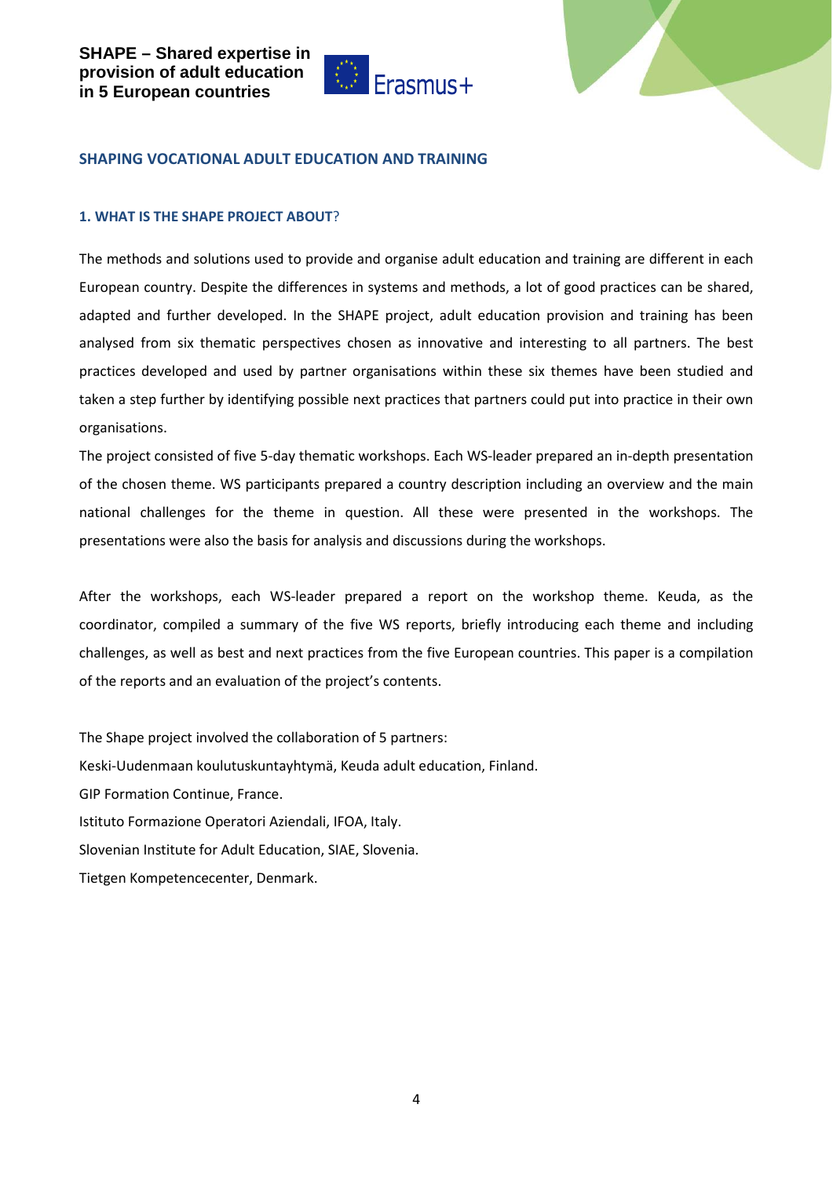## SHAPING VOCATIONAL ADULT EDUCATION AND TRAINING

### 1. WHAT IS THE SHAPE PROJECT ABOUT?

The methods and solutions used to provide and organise adult education and training are different in each European country. Despite the differences in systems and methods, a lot of good practices can be shared, adapted and further developed. In the SHAPE project, adult education provision and training has been analysed from six thematic perspectives chosen as innovative and interesting to all partners. The best practices developed and used by partner organisations within these six themes have been studied and taken a step further by identifying possible next practices that partners could put into practice in their own organisations.

The project consisted of five 5-day thematic workshops. Each WS-leader prepared an in-depth presentation of the chosen theme. WS participants prepared a country description including an overview and the main national challenges for the theme in question. All these were presented in the workshops. The presentations were also the basis for analysis and discussions during the workshops.

After the workshops, each WS-leader prepared a report on the workshop theme. Keuda, as the coordinator, compiled a summary of the five WS reports, briefly introducing each theme and including challenges, as well as best and next practices from the five European countries. This paper is a compilation of the reports and an evaluation of the project's contents.

The Shape project involved the collaboration of 5 partners:
Keski-Uudenmaan koulutuskuntayhtymä, Keuda adult education, Finland.
GIP Formation Continue, France.
Istituto Formazione Operatori Aziendali, IFOA, Italy.
Slovenian Institute for Adult Education, SIAE, Slovenia.
Tietgen Kompetencecenter, Denmark.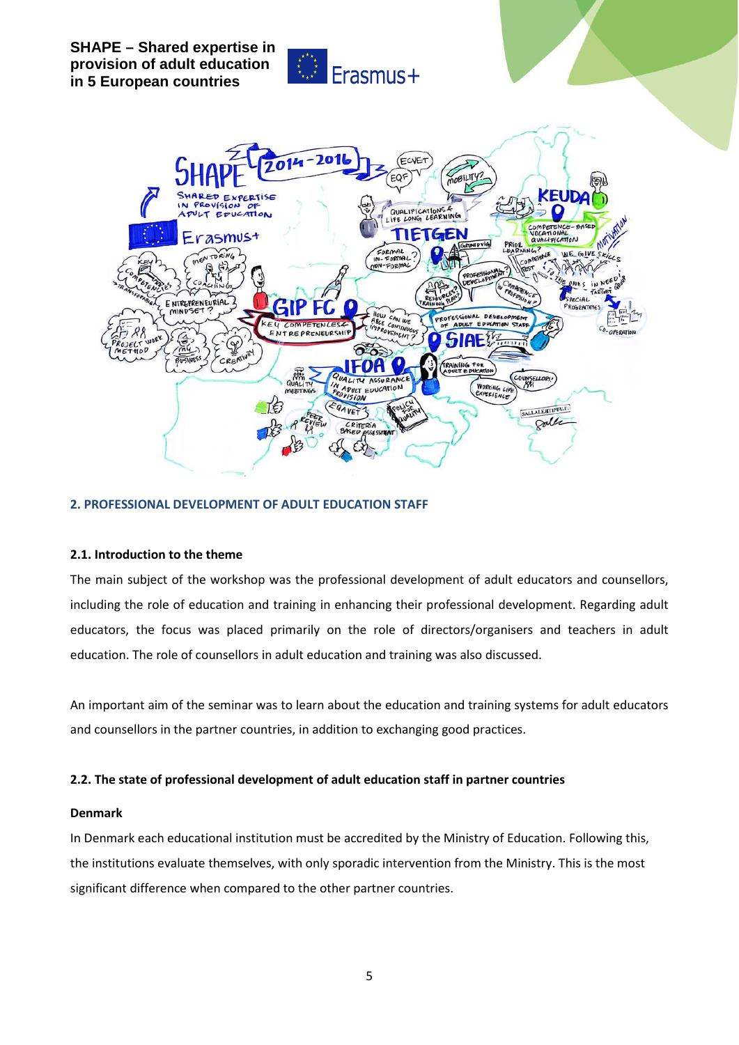## 2. PROFESSIONAL DEVELOPMENT OF ADULT EDUCATION STAFF

### 2.1. Introduction to the theme

The main subject of the workshop was the professional development of adult educators and counsellors, including the role of education and training in enhancing their professional development. Regarding adult educators, the focus was placed primarily on the role of directors/organisers and teachers in adult education. The role of counsellors in adult education and training was also discussed.

An important aim of the seminar was to learn about the education and training systems for adult educators and counsellors in the partner countries, in addition to exchanging good practices.

### 2.2. The state of professional development of adult education staff in partner countries

**Denmark**

In Denmark each educational institution must be accredited by the Ministry of Education. Following this, the institutions evaluate themselves, with only sporadic intervention from the Ministry. This is the most significant difference when compared to the other partner countries.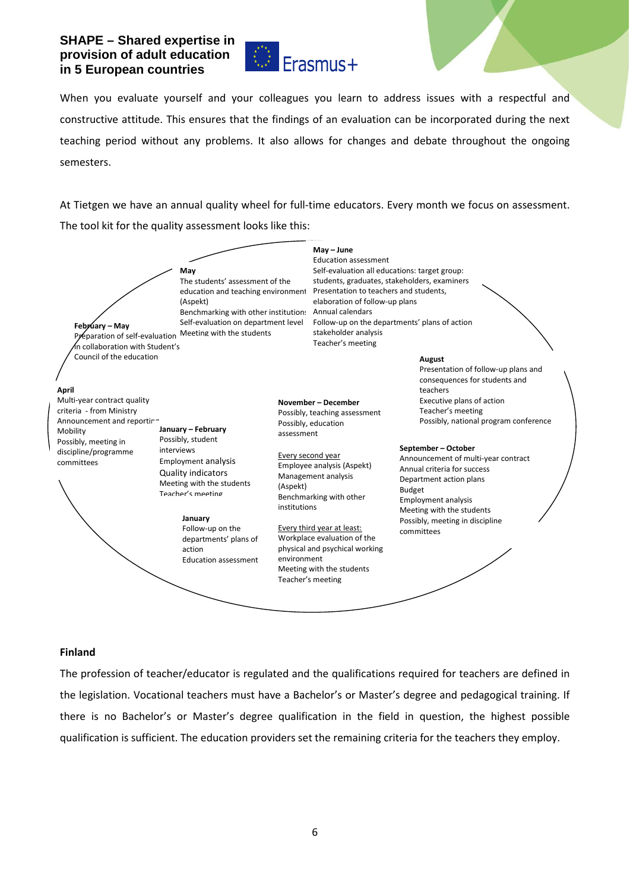When you evaluate yourself and your colleagues you learn to address issues with a respectful and constructive attitude. This ensures that the findings of an evaluation can be incorporated during the next teaching period without any problems. It also allows for changes and debate throughout the ongoing semesters.

At Tietgen we have an annual quality wheel for full-time educators. Every month we focus on assessment. The tool kit for the quality assessment looks like this:

**May**
The students' assessment of the education and teaching environment (Aspekt)
Benchmarking with other institutions
Self-evaluation on department level
Meeting with the students

**May – June**
Education assessment
Self-evaluation all educations: target group: students, graduates, stakeholders, examiners
Presentation to teachers and students, elaboration of follow-up plans
Annual calendars
Follow-up on the departments' plans of action
stakeholder analysis
Teacher's meeting

**August**
Presentation of follow-up plans and consequences for students and teachers
Executive plans of action
Teacher's meeting
Possibly, national program conference

**September – October**
Announcement of multi-year contract
Annual criteria for success
Department action plans
Budget
Employment analysis
Meeting with the students
Possibly, meeting in discipline committees

**November – December**
Possibly, teaching assessment
Possibly, education assessment

Every second year
Employee analysis (Aspekt)
Management analysis (Aspekt)
Benchmarking with other institutions

Every third year at least:
Workplace evaluation of the physical and psychical working environment
Meeting with the students
Teacher's meeting

**January**
Follow-up on the departments' plans of action
Education assessment

**January – February**
Possibly, student interviews
Employment analysis
Quality indicators
Meeting with the students
Teacher's meeting

**February – May**
Preparation of self-evaluation in collaboration with Student's Council of the education

**April**
Multi-year contract quality criteria - from Ministry
Announcement and reporting
Mobility
Possibly, meeting in discipline/programme committees

### Finland

The profession of teacher/educator is regulated and the qualifications required for teachers are defined in the legislation. Vocational teachers must have a Bachelor's or Master's degree and pedagogical training. If there is no Bachelor's or Master's degree qualification in the field in question, the highest possible qualification is sufficient. The education providers set the remaining criteria for the teachers they employ.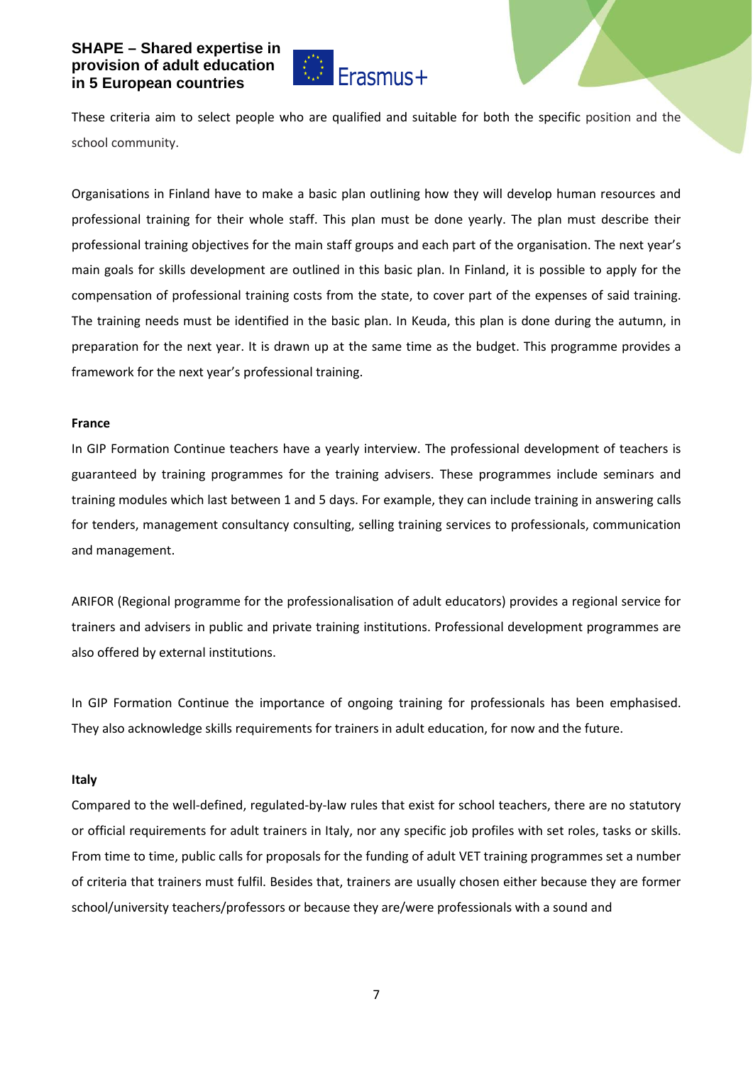These criteria aim to select people who are qualified and suitable for both the specific position and the school community.

Organisations in Finland have to make a basic plan outlining how they will develop human resources and professional training for their whole staff. This plan must be done yearly. The plan must describe their professional training objectives for the main staff groups and each part of the organisation. The next year's main goals for skills development are outlined in this basic plan. In Finland, it is possible to apply for the compensation of professional training costs from the state, to cover part of the expenses of said training. The training needs must be identified in the basic plan. In Keuda, this plan is done during the autumn, in preparation for the next year. It is drawn up at the same time as the budget. This programme provides a framework for the next year's professional training.

**France**

In GIP Formation Continue teachers have a yearly interview. The professional development of teachers is guaranteed by training programmes for the training advisers. These programmes include seminars and training modules which last between 1 and 5 days. For example, they can include training in answering calls for tenders, management consultancy consulting, selling training services to professionals, communication and management.

ARIFOR (Regional programme for the professionalisation of adult educators) provides a regional service for trainers and advisers in public and private training institutions. Professional development programmes are also offered by external institutions.

In GIP Formation Continue the importance of ongoing training for professionals has been emphasised. They also acknowledge skills requirements for trainers in adult education, for now and the future.

**Italy**

Compared to the well-defined, regulated-by-law rules that exist for school teachers, there are no statutory or official requirements for adult trainers in Italy, nor any specific job profiles with set roles, tasks or skills. From time to time, public calls for proposals for the funding of adult VET training programmes set a number of criteria that trainers must fulfil. Besides that, trainers are usually chosen either because they are former school/university teachers/professors or because they are/were professionals with a sound and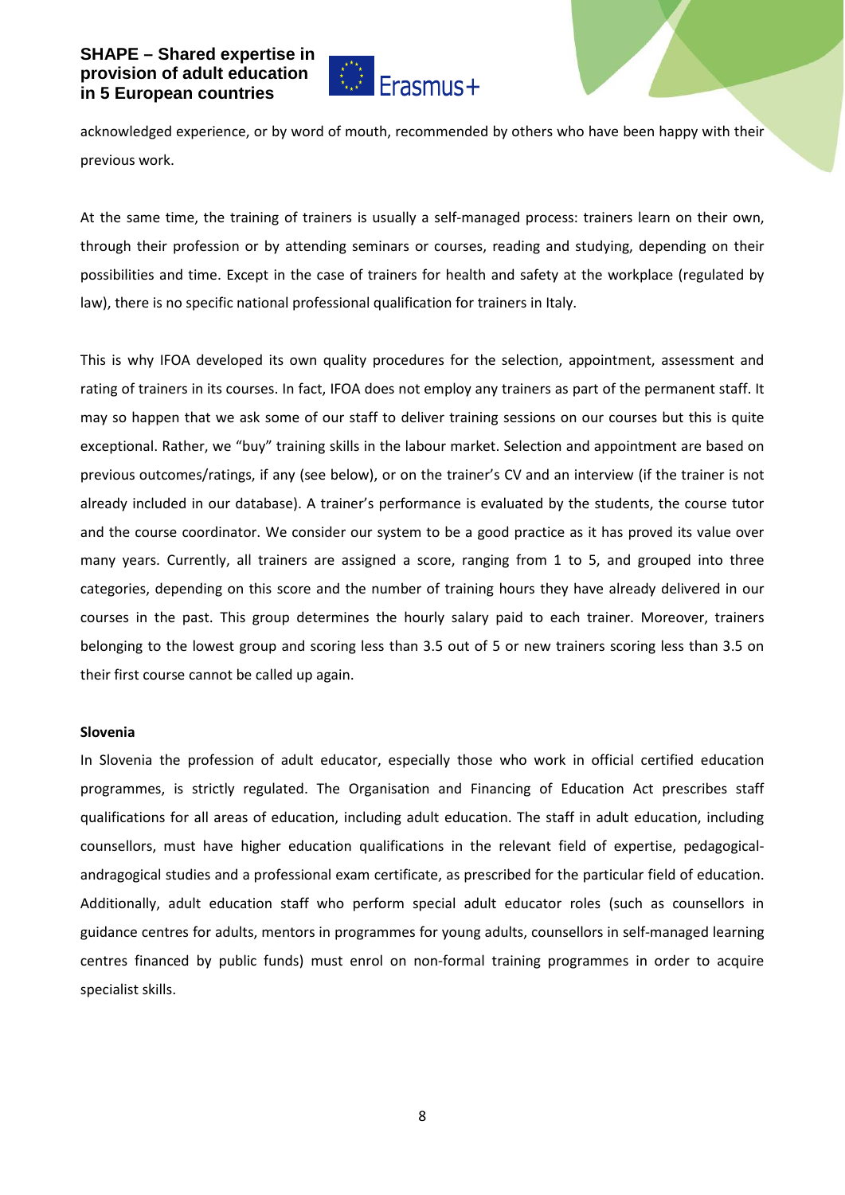acknowledged experience, or by word of mouth, recommended by others who have been happy with their previous work.

At the same time, the training of trainers is usually a self-managed process: trainers learn on their own, through their profession or by attending seminars or courses, reading and studying, depending on their possibilities and time. Except in the case of trainers for health and safety at the workplace (regulated by law), there is no specific national professional qualification for trainers in Italy.

This is why IFOA developed its own quality procedures for the selection, appointment, assessment and rating of trainers in its courses. In fact, IFOA does not employ any trainers as part of the permanent staff. It may so happen that we ask some of our staff to deliver training sessions on our courses but this is quite exceptional. Rather, we "buy" training skills in the labour market. Selection and appointment are based on previous outcomes/ratings, if any (see below), or on the trainer's CV and an interview (if the trainer is not already included in our database). A trainer's performance is evaluated by the students, the course tutor and the course coordinator. We consider our system to be a good practice as it has proved its value over many years. Currently, all trainers are assigned a score, ranging from 1 to 5, and grouped into three categories, depending on this score and the number of training hours they have already delivered in our courses in the past. This group determines the hourly salary paid to each trainer. Moreover, trainers belonging to the lowest group and scoring less than 3.5 out of 5 or new trainers scoring less than 3.5 on their first course cannot be called up again.

**Slovenia**

In Slovenia the profession of adult educator, especially those who work in official certified education programmes, is strictly regulated. The Organisation and Financing of Education Act prescribes staff qualifications for all areas of education, including adult education. The staff in adult education, including counsellors, must have higher education qualifications in the relevant field of expertise, pedagogical-andragogical studies and a professional exam certificate, as prescribed for the particular field of education. Additionally, adult education staff who perform special adult educator roles (such as counsellors in guidance centres for adults, mentors in programmes for young adults, counsellors in self-managed learning centres financed by public funds) must enrol on non-formal training programmes in order to acquire specialist skills.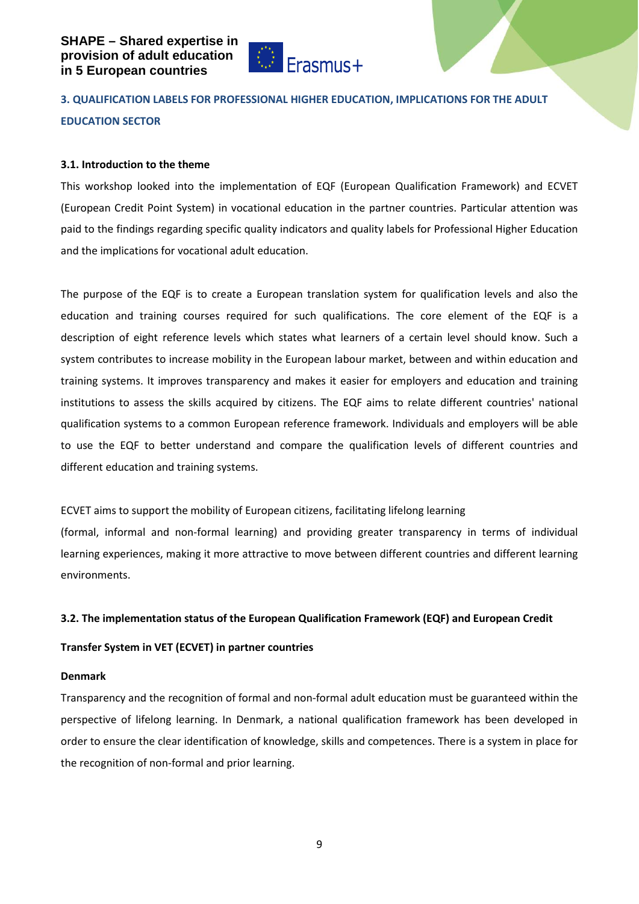## 3. QUALIFICATION LABELS FOR PROFESSIONAL HIGHER EDUCATION, IMPLICATIONS FOR THE ADULT EDUCATION SECTOR

### 3.1. Introduction to the theme

This workshop looked into the implementation of EQF (European Qualification Framework) and ECVET (European Credit Point System) in vocational education in the partner countries. Particular attention was paid to the findings regarding specific quality indicators and quality labels for Professional Higher Education and the implications for vocational adult education.

The purpose of the EQF is to create a European translation system for qualification levels and also the education and training courses required for such qualifications. The core element of the EQF is a description of eight reference levels which states what learners of a certain level should know. Such a system contributes to increase mobility in the European labour market, between and within education and training systems. It improves transparency and makes it easier for employers and education and training institutions to assess the skills acquired by citizens. The EQF aims to relate different countries' national qualification systems to a common European reference framework. Individuals and employers will be able to use the EQF to better understand and compare the qualification levels of different countries and different education and training systems.

ECVET aims to support the mobility of European citizens, facilitating lifelong learning (formal, informal and non-formal learning) and providing greater transparency in terms of individual learning experiences, making it more attractive to move between different countries and different learning environments.

### 3.2. The implementation status of the European Qualification Framework (EQF) and European Credit Transfer System in VET (ECVET) in partner countries

**Denmark**

Transparency and the recognition of formal and non-formal adult education must be guaranteed within the perspective of lifelong learning. In Denmark, a national qualification framework has been developed in order to ensure the clear identification of knowledge, skills and competences. There is a system in place for the recognition of non-formal and prior learning.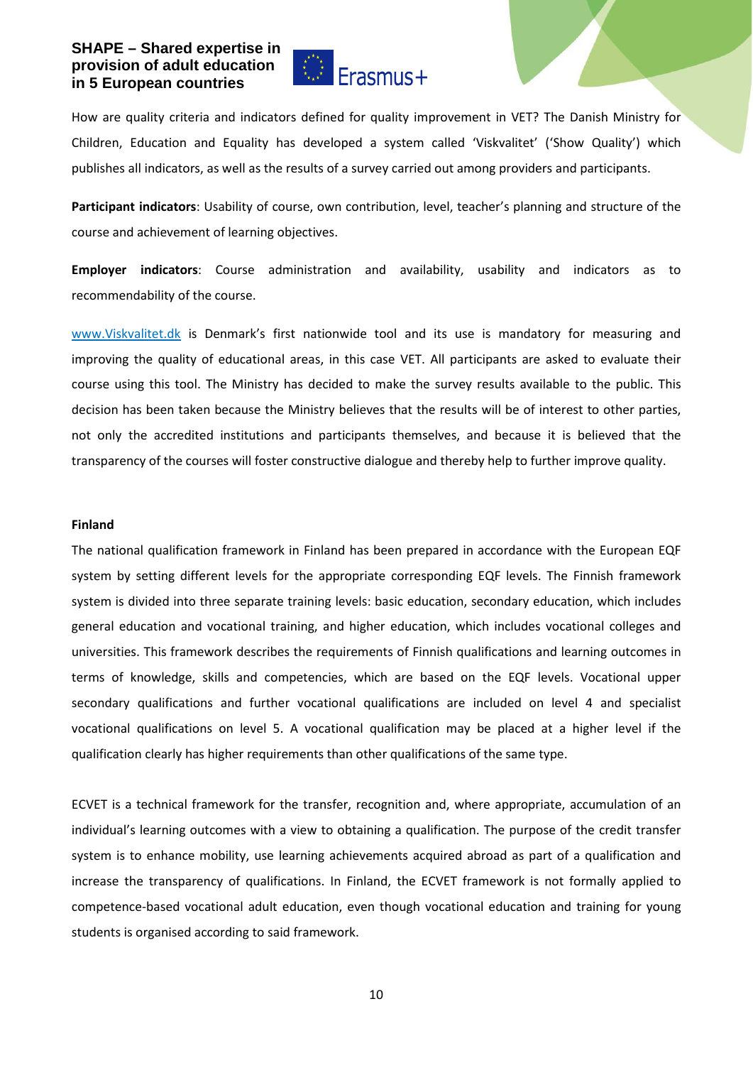How are quality criteria and indicators defined for quality improvement in VET? The Danish Ministry for Children, Education and Equality has developed a system called 'Viskvalitet' ('Show Quality') which publishes all indicators, as well as the results of a survey carried out among providers and participants.

**Participant indicators**: Usability of course, own contribution, level, teacher's planning and structure of the course and achievement of learning objectives.

**Employer indicators**: Course administration and availability, usability and indicators as to recommendability of the course.

www.Viskvalitet.dk is Denmark's first nationwide tool and its use is mandatory for measuring and improving the quality of educational areas, in this case VET. All participants are asked to evaluate their course using this tool. The Ministry has decided to make the survey results available to the public. This decision has been taken because the Ministry believes that the results will be of interest to other parties, not only the accredited institutions and participants themselves, and because it is believed that the transparency of the courses will foster constructive dialogue and thereby help to further improve quality.

**Finland**

The national qualification framework in Finland has been prepared in accordance with the European EQF system by setting different levels for the appropriate corresponding EQF levels. The Finnish framework system is divided into three separate training levels: basic education, secondary education, which includes general education and vocational training, and higher education, which includes vocational colleges and universities. This framework describes the requirements of Finnish qualifications and learning outcomes in terms of knowledge, skills and competencies, which are based on the EQF levels. Vocational upper secondary qualifications and further vocational qualifications are included on level 4 and specialist vocational qualifications on level 5. A vocational qualification may be placed at a higher level if the qualification clearly has higher requirements than other qualifications of the same type.

ECVET is a technical framework for the transfer, recognition and, where appropriate, accumulation of an individual's learning outcomes with a view to obtaining a qualification. The purpose of the credit transfer system is to enhance mobility, use learning achievements acquired abroad as part of a qualification and increase the transparency of qualifications. In Finland, the ECVET framework is not formally applied to competence-based vocational adult education, even though vocational education and training for young students is organised according to said framework.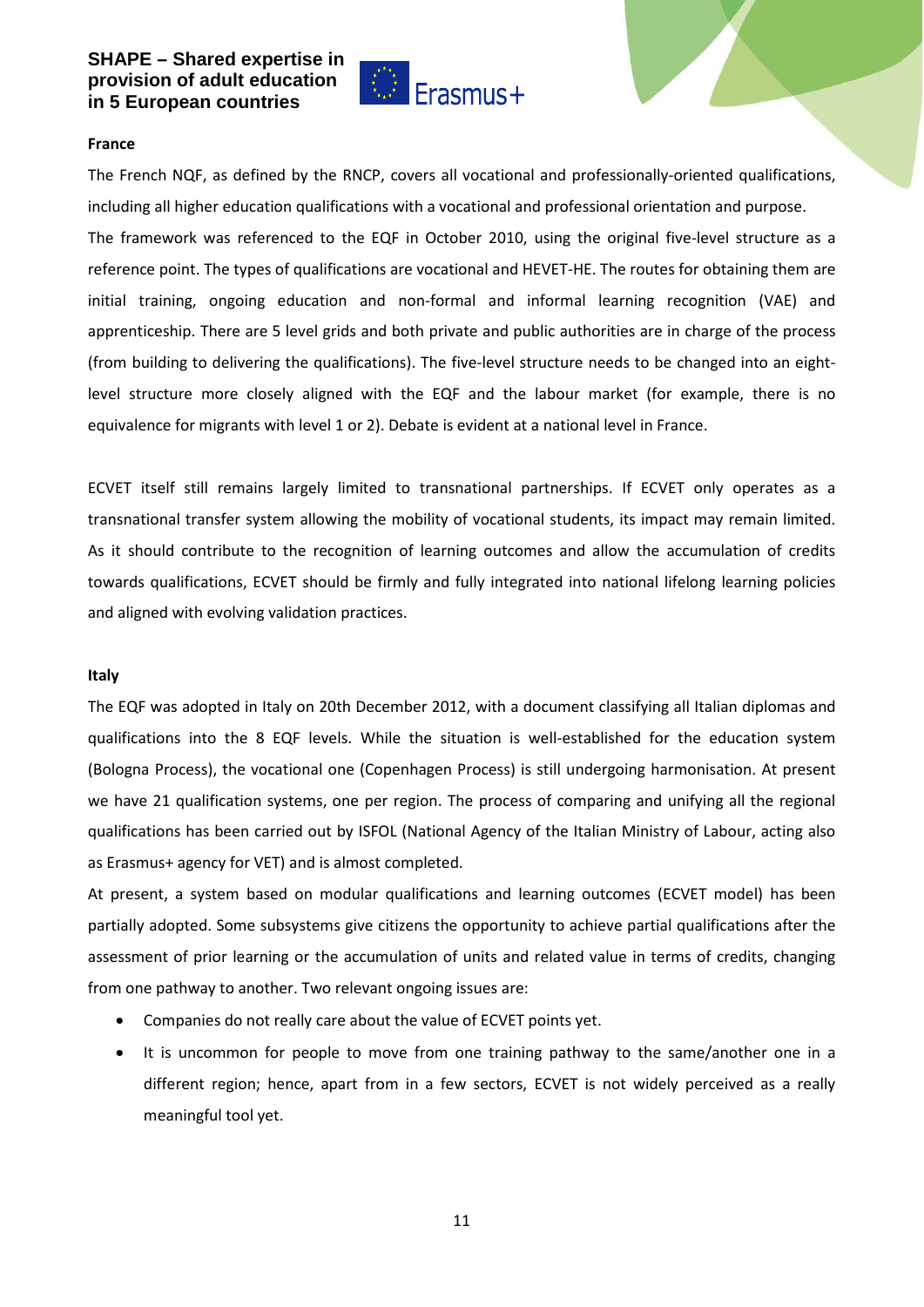**France**

The French NQF, as defined by the RNCP, covers all vocational and professionally-oriented qualifications, including all higher education qualifications with a vocational and professional orientation and purpose.

The framework was referenced to the EQF in October 2010, using the original five-level structure as a reference point. The types of qualifications are vocational and HEVET-HE. The routes for obtaining them are initial training, ongoing education and non-formal and informal learning recognition (VAE) and apprenticeship. There are 5 level grids and both private and public authorities are in charge of the process (from building to delivering the qualifications). The five-level structure needs to be changed into an eight-level structure more closely aligned with the EQF and the labour market (for example, there is no equivalence for migrants with level 1 or 2). Debate is evident at a national level in France.

ECVET itself still remains largely limited to transnational partnerships. If ECVET only operates as a transnational transfer system allowing the mobility of vocational students, its impact may remain limited. As it should contribute to the recognition of learning outcomes and allow the accumulation of credits towards qualifications, ECVET should be firmly and fully integrated into national lifelong learning policies and aligned with evolving validation practices.

**Italy**

The EQF was adopted in Italy on 20th December 2012, with a document classifying all Italian diplomas and qualifications into the 8 EQF levels. While the situation is well-established for the education system (Bologna Process), the vocational one (Copenhagen Process) is still undergoing harmonisation. At present we have 21 qualification systems, one per region. The process of comparing and unifying all the regional qualifications has been carried out by ISFOL (National Agency of the Italian Ministry of Labour, acting also as Erasmus+ agency for VET) and is almost completed.

At present, a system based on modular qualifications and learning outcomes (ECVET model) has been partially adopted. Some subsystems give citizens the opportunity to achieve partial qualifications after the assessment of prior learning or the accumulation of units and related value in terms of credits, changing from one pathway to another. Two relevant ongoing issues are:

- Companies do not really care about the value of ECVET points yet.
- It is uncommon for people to move from one training pathway to the same/another one in a different region; hence, apart from in a few sectors, ECVET is not widely perceived as a really meaningful tool yet.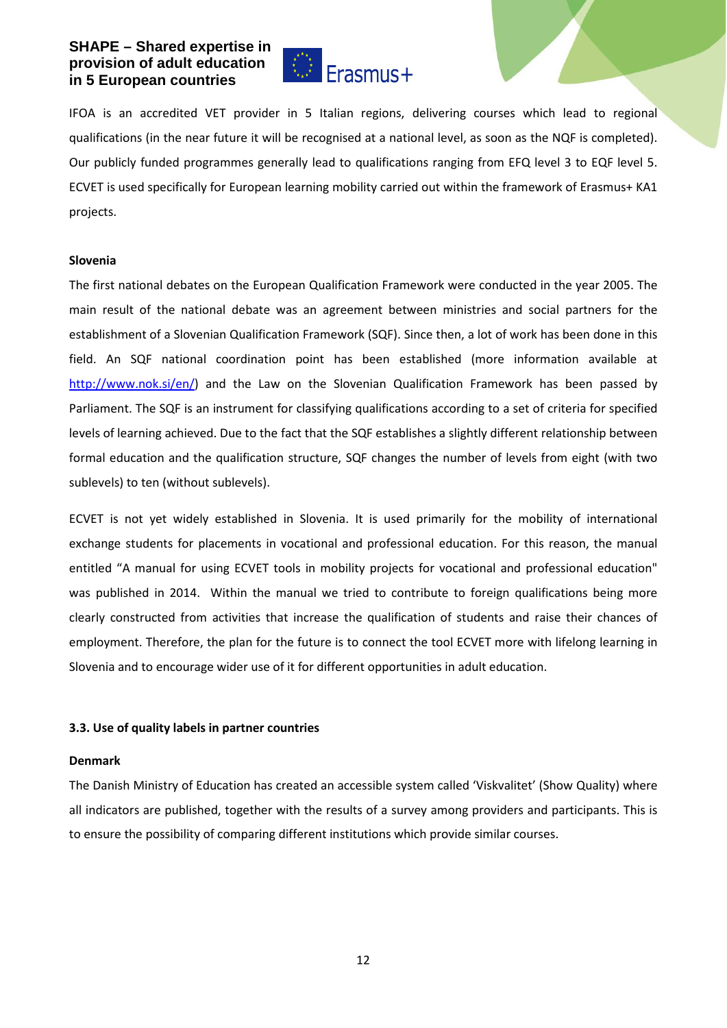IFOA is an accredited VET provider in 5 Italian regions, delivering courses which lead to regional qualifications (in the near future it will be recognised at a national level, as soon as the NQF is completed). Our publicly funded programmes generally lead to qualifications ranging from EFQ level 3 to EQF level 5. ECVET is used specifically for European learning mobility carried out within the framework of Erasmus+ KA1 projects.

**Slovenia**

The first national debates on the European Qualification Framework were conducted in the year 2005. The main result of the national debate was an agreement between ministries and social partners for the establishment of a Slovenian Qualification Framework (SQF). Since then, a lot of work has been done in this field. An SQF national coordination point has been established (more information available at http://www.nok.si/en/) and the Law on the Slovenian Qualification Framework has been passed by Parliament. The SQF is an instrument for classifying qualifications according to a set of criteria for specified levels of learning achieved. Due to the fact that the SQF establishes a slightly different relationship between formal education and the qualification structure, SQF changes the number of levels from eight (with two sublevels) to ten (without sublevels).

ECVET is not yet widely established in Slovenia. It is used primarily for the mobility of international exchange students for placements in vocational and professional education. For this reason, the manual entitled "A manual for using ECVET tools in mobility projects for vocational and professional education" was published in 2014. Within the manual we tried to contribute to foreign qualifications being more clearly constructed from activities that increase the qualification of students and raise their chances of employment. Therefore, the plan for the future is to connect the tool ECVET more with lifelong learning in Slovenia and to encourage wider use of it for different opportunities in adult education.

### 3.3. Use of quality labels in partner countries

**Denmark**

The Danish Ministry of Education has created an accessible system called 'Viskvalitet' (Show Quality) where all indicators are published, together with the results of a survey among providers and participants. This is to ensure the possibility of comparing different institutions which provide similar courses.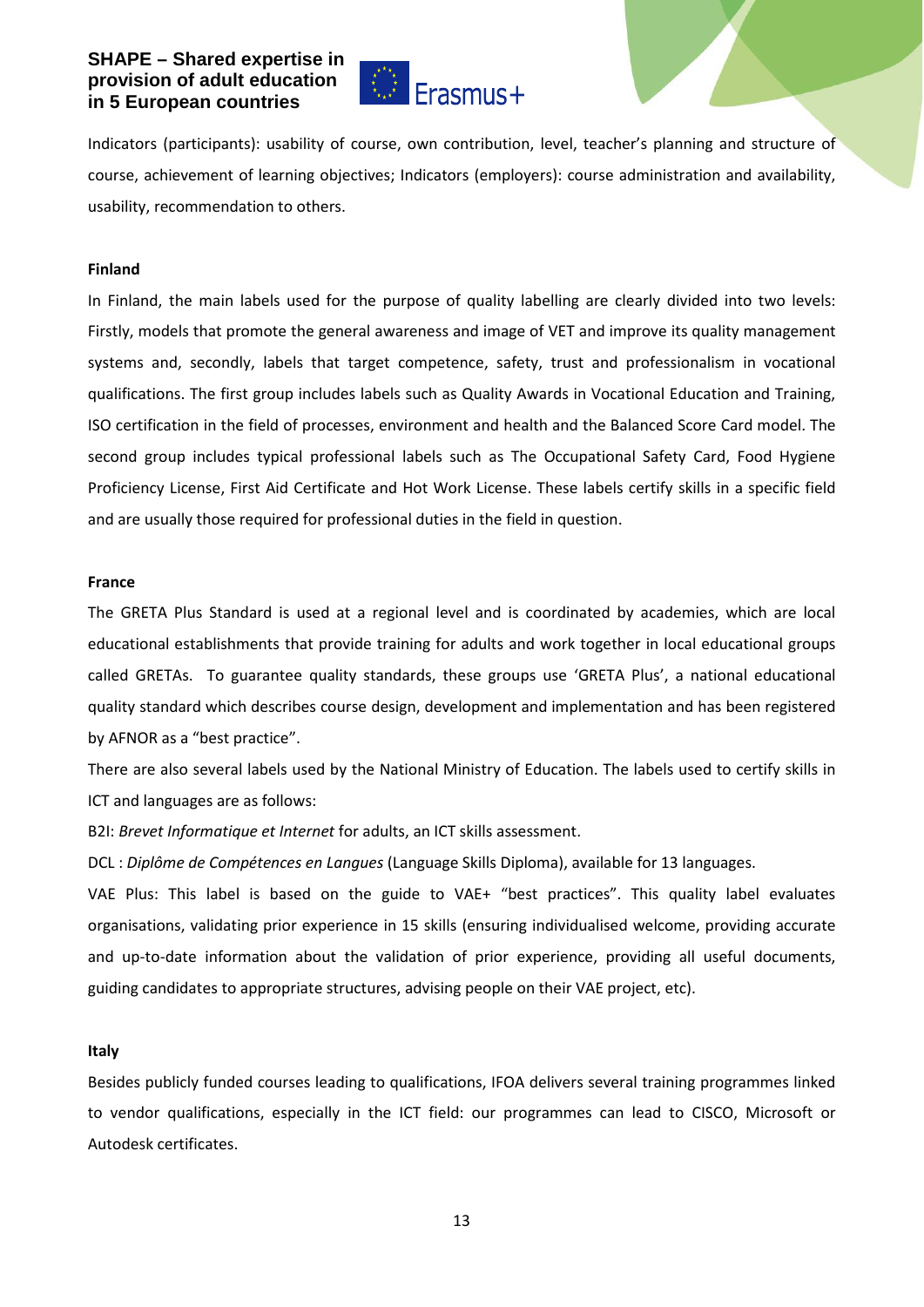Indicators (participants): usability of course, own contribution, level, teacher's planning and structure of course, achievement of learning objectives; Indicators (employers): course administration and availability, usability, recommendation to others.

**Finland**

In Finland, the main labels used for the purpose of quality labelling are clearly divided into two levels: Firstly, models that promote the general awareness and image of VET and improve its quality management systems and, secondly, labels that target competence, safety, trust and professionalism in vocational qualifications. The first group includes labels such as Quality Awards in Vocational Education and Training, ISO certification in the field of processes, environment and health and the Balanced Score Card model. The second group includes typical professional labels such as The Occupational Safety Card, Food Hygiene Proficiency License, First Aid Certificate and Hot Work License. These labels certify skills in a specific field and are usually those required for professional duties in the field in question.

**France**

The GRETA Plus Standard is used at a regional level and is coordinated by academies, which are local educational establishments that provide training for adults and work together in local educational groups called GRETAs. To guarantee quality standards, these groups use 'GRETA Plus', a national educational quality standard which describes course design, development and implementation and has been registered by AFNOR as a "best practice".

There are also several labels used by the National Ministry of Education. The labels used to certify skills in ICT and languages are as follows:

B2I: *Brevet Informatique et Internet* for adults, an ICT skills assessment.

DCL : *Diplôme de Compétences en Langues* (Language Skills Diploma), available for 13 languages.

VAE Plus: This label is based on the guide to VAE+ "best practices". This quality label evaluates organisations, validating prior experience in 15 skills (ensuring individualised welcome, providing accurate and up-to-date information about the validation of prior experience, providing all useful documents, guiding candidates to appropriate structures, advising people on their VAE project, etc).

**Italy**

Besides publicly funded courses leading to qualifications, IFOA delivers several training programmes linked to vendor qualifications, especially in the ICT field: our programmes can lead to CISCO, Microsoft or Autodesk certificates.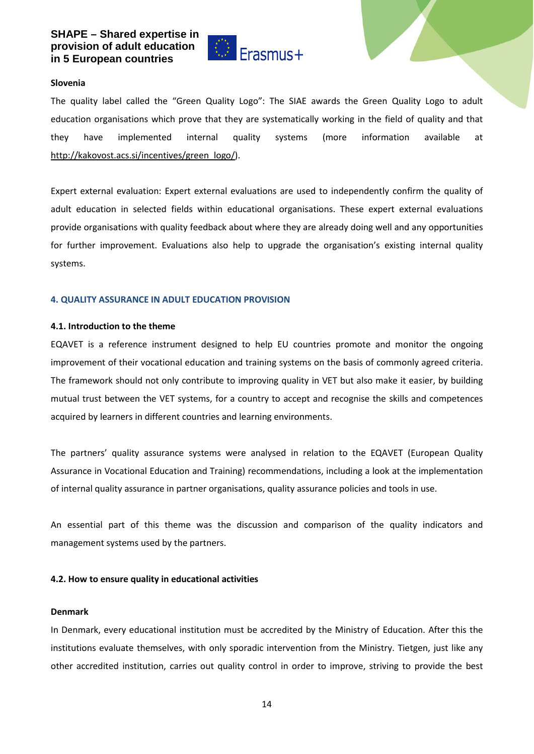**Slovenia**

The quality label called the "Green Quality Logo": The SIAE awards the Green Quality Logo to adult education organisations which prove that they are systematically working in the field of quality and that they have implemented internal quality systems (more information available at http://kakovost.acs.si/incentives/green_logo/).

Expert external evaluation: Expert external evaluations are used to independently confirm the quality of adult education in selected fields within educational organisations. These expert external evaluations provide organisations with quality feedback about where they are already doing well and any opportunities for further improvement. Evaluations also help to upgrade the organisation's existing internal quality systems.

## 4. QUALITY ASSURANCE IN ADULT EDUCATION PROVISION

### 4.1. Introduction to the theme

EQAVET is a reference instrument designed to help EU countries promote and monitor the ongoing improvement of their vocational education and training systems on the basis of commonly agreed criteria. The framework should not only contribute to improving quality in VET but also make it easier, by building mutual trust between the VET systems, for a country to accept and recognise the skills and competences acquired by learners in different countries and learning environments.

The partners' quality assurance systems were analysed in relation to the EQAVET (European Quality Assurance in Vocational Education and Training) recommendations, including a look at the implementation of internal quality assurance in partner organisations, quality assurance policies and tools in use.

An essential part of this theme was the discussion and comparison of the quality indicators and management systems used by the partners.

### 4.2. How to ensure quality in educational activities

**Denmark**

In Denmark, every educational institution must be accredited by the Ministry of Education. After this the institutions evaluate themselves, with only sporadic intervention from the Ministry. Tietgen, just like any other accredited institution, carries out quality control in order to improve, striving to provide the best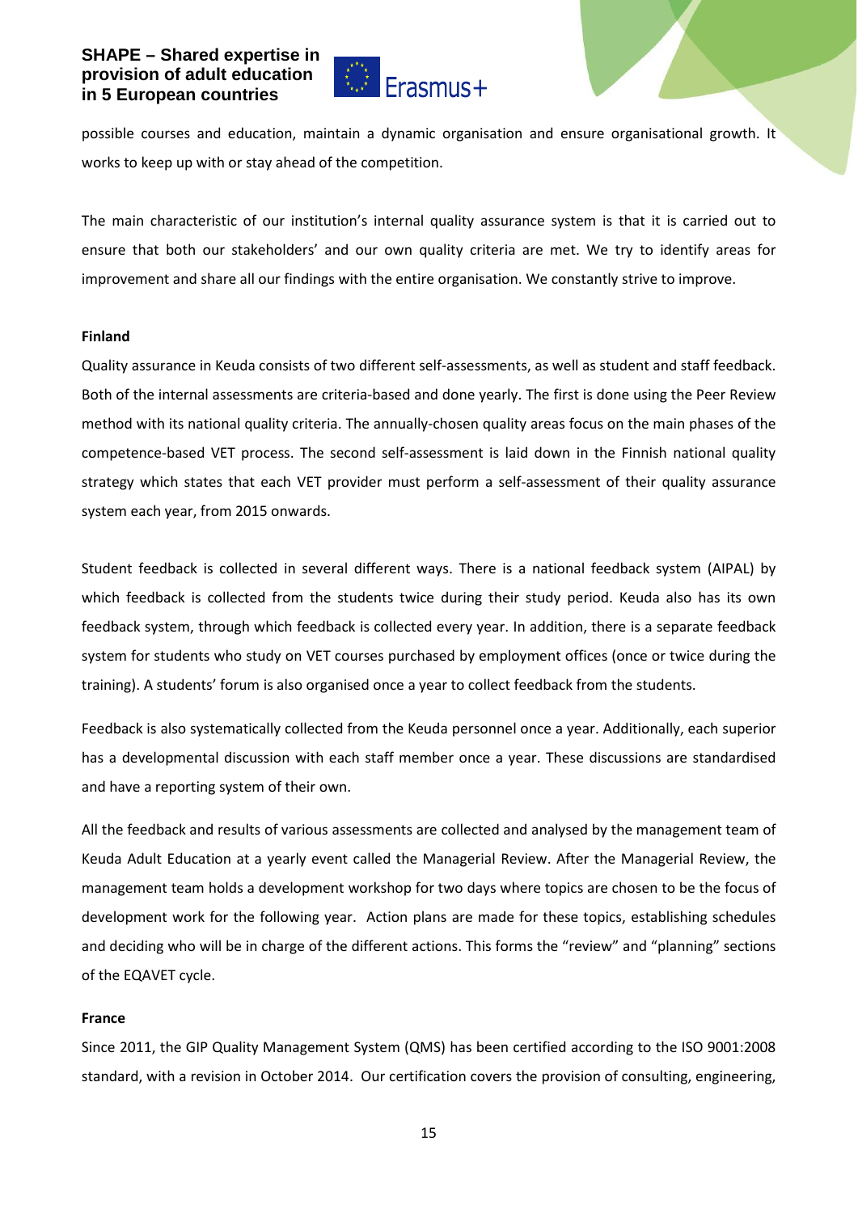possible courses and education, maintain a dynamic organisation and ensure organisational growth. It works to keep up with or stay ahead of the competition.

The main characteristic of our institution's internal quality assurance system is that it is carried out to ensure that both our stakeholders' and our own quality criteria are met. We try to identify areas for improvement and share all our findings with the entire organisation. We constantly strive to improve.

**Finland**

Quality assurance in Keuda consists of two different self-assessments, as well as student and staff feedback. Both of the internal assessments are criteria-based and done yearly. The first is done using the Peer Review method with its national quality criteria. The annually-chosen quality areas focus on the main phases of the competence-based VET process. The second self-assessment is laid down in the Finnish national quality strategy which states that each VET provider must perform a self-assessment of their quality assurance system each year, from 2015 onwards.

Student feedback is collected in several different ways. There is a national feedback system (AIPAL) by which feedback is collected from the students twice during their study period. Keuda also has its own feedback system, through which feedback is collected every year. In addition, there is a separate feedback system for students who study on VET courses purchased by employment offices (once or twice during the training). A students' forum is also organised once a year to collect feedback from the students.

Feedback is also systematically collected from the Keuda personnel once a year. Additionally, each superior has a developmental discussion with each staff member once a year. These discussions are standardised and have a reporting system of their own.

All the feedback and results of various assessments are collected and analysed by the management team of Keuda Adult Education at a yearly event called the Managerial Review. After the Managerial Review, the management team holds a development workshop for two days where topics are chosen to be the focus of development work for the following year. Action plans are made for these topics, establishing schedules and deciding who will be in charge of the different actions. This forms the "review" and "planning" sections of the EQAVET cycle.

**France**

Since 2011, the GIP Quality Management System (QMS) has been certified according to the ISO 9001:2008 standard, with a revision in October 2014. Our certification covers the provision of consulting, engineering,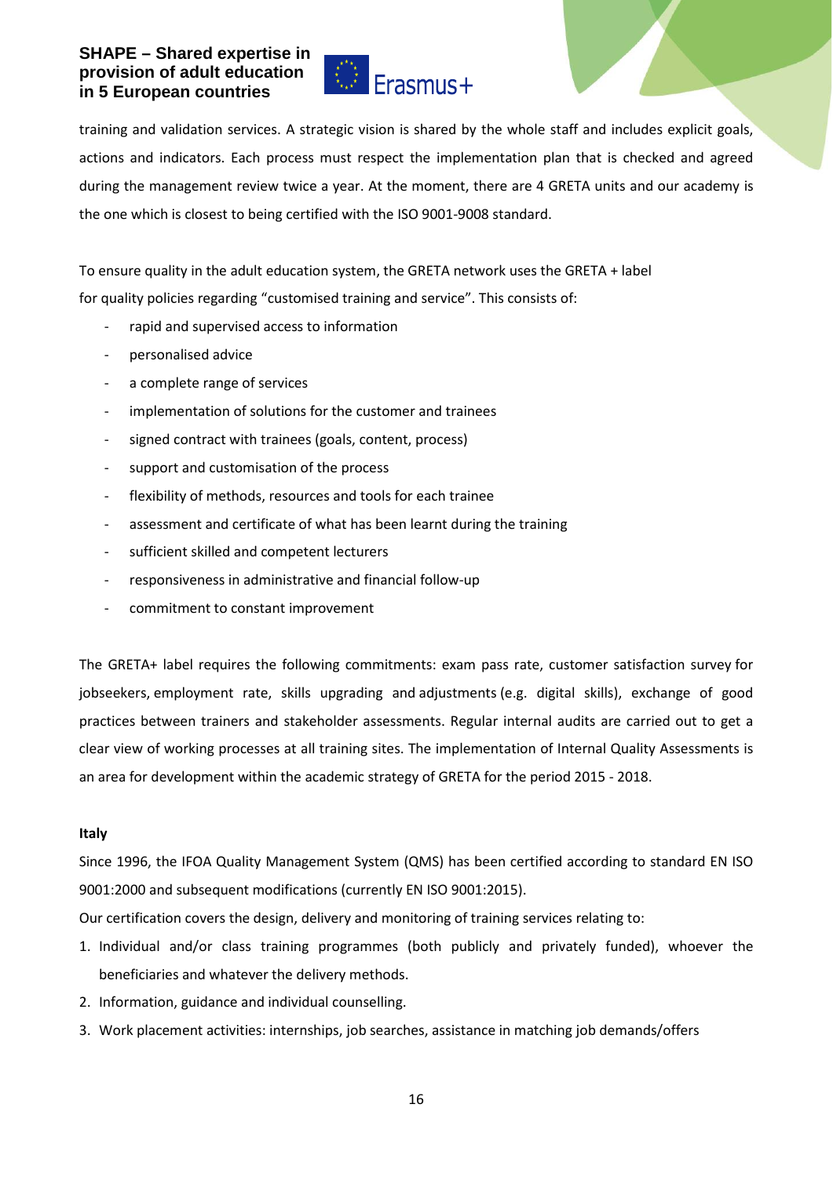training and validation services. A strategic vision is shared by the whole staff and includes explicit goals, actions and indicators. Each process must respect the implementation plan that is checked and agreed during the management review twice a year. At the moment, there are 4 GRETA units and our academy is the one which is closest to being certified with the ISO 9001-9008 standard.

To ensure quality in the adult education system, the GRETA network uses the GRETA + label for quality policies regarding "customised training and service". This consists of:

- rapid and supervised access to information
- personalised advice
- a complete range of services
- implementation of solutions for the customer and trainees
- signed contract with trainees (goals, content, process)
- support and customisation of the process
- flexibility of methods, resources and tools for each trainee
- assessment and certificate of what has been learnt during the training
- sufficient skilled and competent lecturers
- responsiveness in administrative and financial follow-up
- commitment to constant improvement

The GRETA+ label requires the following commitments: exam pass rate, customer satisfaction survey for jobseekers, employment rate, skills upgrading and adjustments (e.g. digital skills), exchange of good practices between trainers and stakeholder assessments. Regular internal audits are carried out to get a clear view of working processes at all training sites. The implementation of Internal Quality Assessments is an area for development within the academic strategy of GRETA for the period 2015 - 2018.

**Italy**

Since 1996, the IFOA Quality Management System (QMS) has been certified according to standard EN ISO 9001:2000 and subsequent modifications (currently EN ISO 9001:2015).

Our certification covers the design, delivery and monitoring of training services relating to:

1. Individual and/or class training programmes (both publicly and privately funded), whoever the beneficiaries and whatever the delivery methods.
2. Information, guidance and individual counselling.
3. Work placement activities: internships, job searches, assistance in matching job demands/offers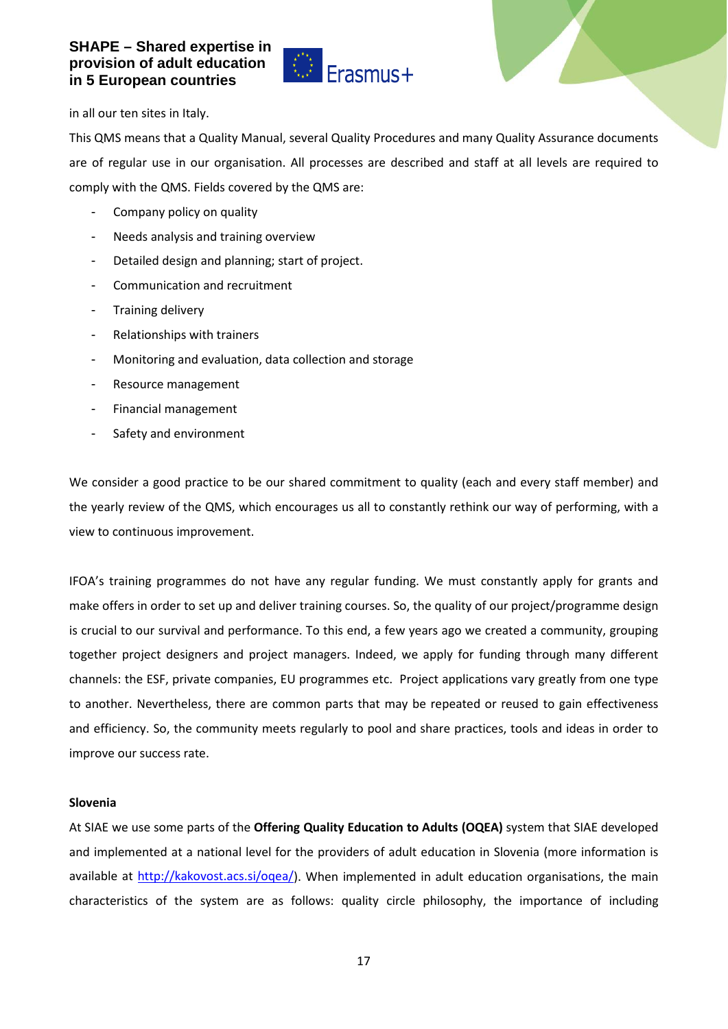in all our ten sites in Italy.

This QMS means that a Quality Manual, several Quality Procedures and many Quality Assurance documents are of regular use in our organisation. All processes are described and staff at all levels are required to comply with the QMS. Fields covered by the QMS are:

- Company policy on quality
- Needs analysis and training overview
- Detailed design and planning; start of project.
- Communication and recruitment
- Training delivery
- Relationships with trainers
- Monitoring and evaluation, data collection and storage
- Resource management
- Financial management
- Safety and environment

We consider a good practice to be our shared commitment to quality (each and every staff member) and the yearly review of the QMS, which encourages us all to constantly rethink our way of performing, with a view to continuous improvement.

IFOA's training programmes do not have any regular funding. We must constantly apply for grants and make offers in order to set up and deliver training courses. So, the quality of our project/programme design is crucial to our survival and performance. To this end, a few years ago we created a community, grouping together project designers and project managers. Indeed, we apply for funding through many different channels: the ESF, private companies, EU programmes etc. Project applications vary greatly from one type to another. Nevertheless, there are common parts that may be repeated or reused to gain effectiveness and efficiency. So, the community meets regularly to pool and share practices, tools and ideas in order to improve our success rate.

**Slovenia**

At SIAE we use some parts of the **Offering Quality Education to Adults (OQEA)** system that SIAE developed and implemented at a national level for the providers of adult education in Slovenia (more information is available at http://kakovost.acs.si/oqea/). When implemented in adult education organisations, the main characteristics of the system are as follows: quality circle philosophy, the importance of including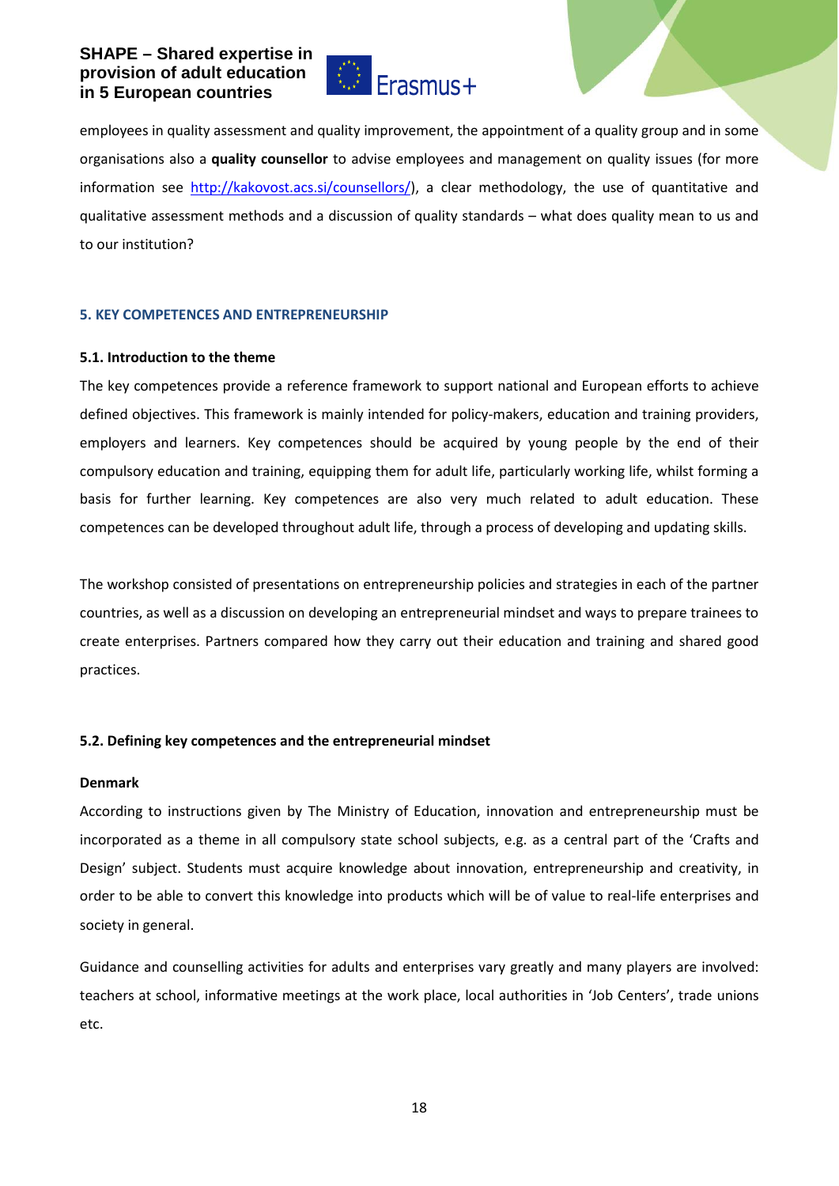employees in quality assessment and quality improvement, the appointment of a quality group and in some organisations also a **quality counsellor** to advise employees and management on quality issues (for more information see [http://kakovost.acs.si/counsellors/](http://kakovost.acs.si/counsellors/)), a clear methodology, the use of quantitative and qualitative assessment methods and a discussion of quality standards – what does quality mean to us and to our institution?

## 5. KEY COMPETENCES AND ENTREPRENEURSHIP

### 5.1. Introduction to the theme

The key competences provide a reference framework to support national and European efforts to achieve defined objectives. This framework is mainly intended for policy-makers, education and training providers, employers and learners. Key competences should be acquired by young people by the end of their compulsory education and training, equipping them for adult life, particularly working life, whilst forming a basis for further learning. Key competences are also very much related to adult education. These competences can be developed throughout adult life, through a process of developing and updating skills.

The workshop consisted of presentations on entrepreneurship policies and strategies in each of the partner countries, as well as a discussion on developing an entrepreneurial mindset and ways to prepare trainees to create enterprises. Partners compared how they carry out their education and training and shared good practices.

### 5.2. Defining key competences and the entrepreneurial mindset

**Denmark**

According to instructions given by The Ministry of Education, innovation and entrepreneurship must be incorporated as a theme in all compulsory state school subjects, e.g. as a central part of the 'Crafts and Design' subject. Students must acquire knowledge about innovation, entrepreneurship and creativity, in order to be able to convert this knowledge into products which will be of value to real-life enterprises and society in general.

Guidance and counselling activities for adults and enterprises vary greatly and many players are involved: teachers at school, informative meetings at the work place, local authorities in 'Job Centers', trade unions etc.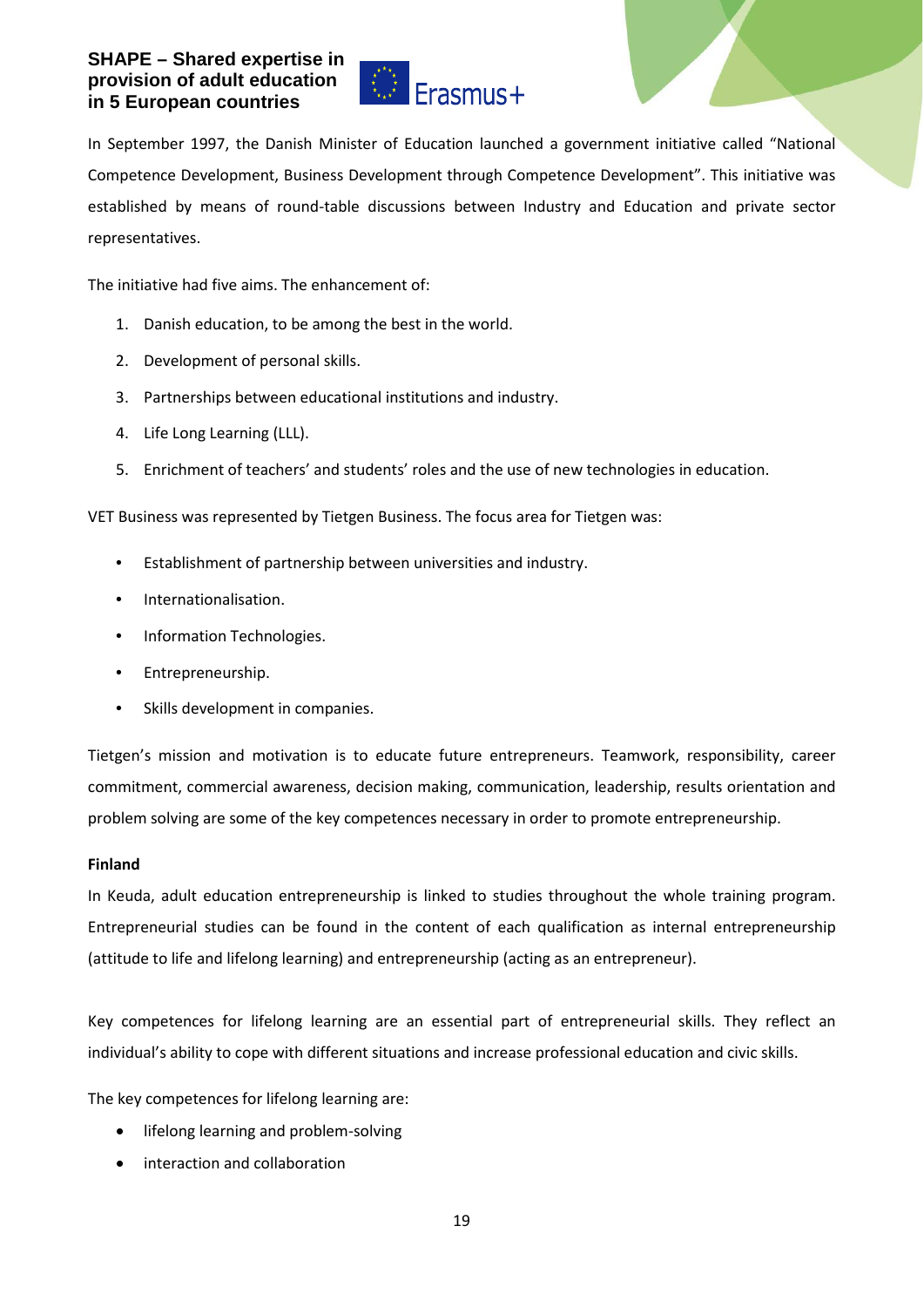In September 1997, the Danish Minister of Education launched a government initiative called "National Competence Development, Business Development through Competence Development". This initiative was established by means of round-table discussions between Industry and Education and private sector representatives.

The initiative had five aims. The enhancement of:

1. Danish education, to be among the best in the world.
2. Development of personal skills.
3. Partnerships between educational institutions and industry.
4. Life Long Learning (LLL).
5. Enrichment of teachers' and students' roles and the use of new technologies in education.

VET Business was represented by Tietgen Business. The focus area for Tietgen was:

- Establishment of partnership between universities and industry.
- Internationalisation.
- Information Technologies.
- Entrepreneurship.
- Skills development in companies.

Tietgen's mission and motivation is to educate future entrepreneurs. Teamwork, responsibility, career commitment, commercial awareness, decision making, communication, leadership, results orientation and problem solving are some of the key competences necessary in order to promote entrepreneurship.

**Finland**

In Keuda, adult education entrepreneurship is linked to studies throughout the whole training program. Entrepreneurial studies can be found in the content of each qualification as internal entrepreneurship (attitude to life and lifelong learning) and entrepreneurship (acting as an entrepreneur).

Key competences for lifelong learning are an essential part of entrepreneurial skills. They reflect an individual's ability to cope with different situations and increase professional education and civic skills.

The key competences for lifelong learning are:

- lifelong learning and problem-solving
- interaction and collaboration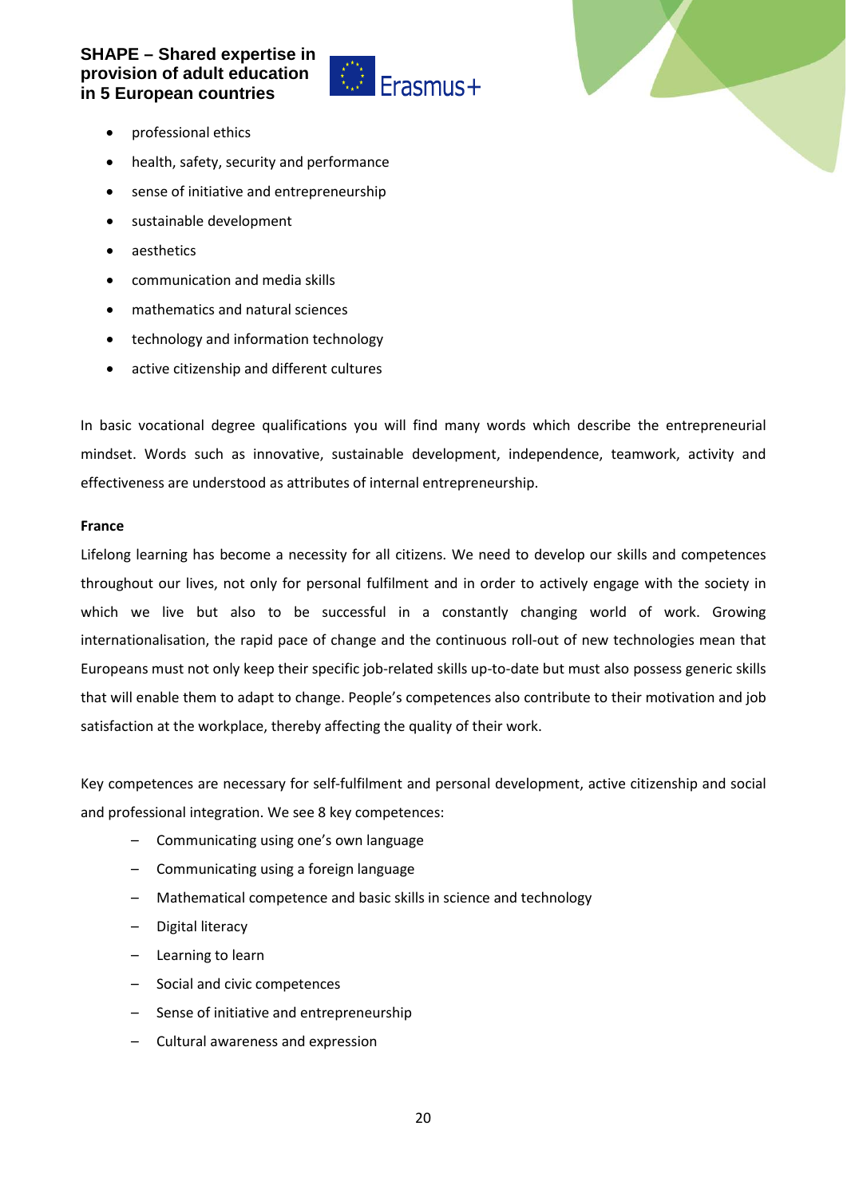- professional ethics
- health, safety, security and performance
- sense of initiative and entrepreneurship
- sustainable development
- aesthetics
- communication and media skills
- mathematics and natural sciences
- technology and information technology
- active citizenship and different cultures

In basic vocational degree qualifications you will find many words which describe the entrepreneurial mindset. Words such as innovative, sustainable development, independence, teamwork, activity and effectiveness are understood as attributes of internal entrepreneurship.

**France**

Lifelong learning has become a necessity for all citizens. We need to develop our skills and competences throughout our lives, not only for personal fulfilment and in order to actively engage with the society in which we live but also to be successful in a constantly changing world of work. Growing internationalisation, the rapid pace of change and the continuous roll-out of new technologies mean that Europeans must not only keep their specific job-related skills up-to-date but must also possess generic skills that will enable them to adapt to change. People's competences also contribute to their motivation and job satisfaction at the workplace, thereby affecting the quality of their work.

Key competences are necessary for self-fulfilment and personal development, active citizenship and social and professional integration. We see 8 key competences:

- Communicating using one's own language
- Communicating using a foreign language
- Mathematical competence and basic skills in science and technology
- Digital literacy
- Learning to learn
- Social and civic competences
- Sense of initiative and entrepreneurship
- Cultural awareness and expression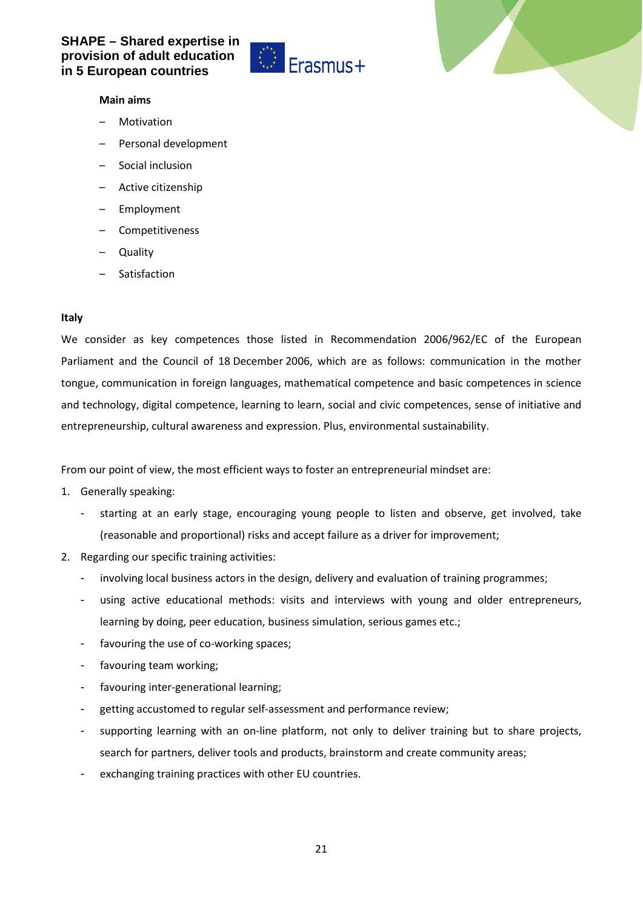**Main aims**

- Motivation
- Personal development
- Social inclusion
- Active citizenship
- Employment
- Competitiveness
- Quality
- Satisfaction

**Italy**

We consider as key competences those listed in Recommendation 2006/962/EC of the European Parliament and the Council of 18 December 2006, which are as follows: communication in the mother tongue, communication in foreign languages, mathematical competence and basic competences in science and technology, digital competence, learning to learn, social and civic competences, sense of initiative and entrepreneurship, cultural awareness and expression. Plus, environmental sustainability.

From our point of view, the most efficient ways to foster an entrepreneurial mindset are:

1. Generally speaking:
   - starting at an early stage, encouraging young people to listen and observe, get involved, take (reasonable and proportional) risks and accept failure as a driver for improvement;
2. Regarding our specific training activities:
   - involving local business actors in the design, delivery and evaluation of training programmes;
   - using active educational methods: visits and interviews with young and older entrepreneurs, learning by doing, peer education, business simulation, serious games etc.;
   - favouring the use of co-working spaces;
   - favouring team working;
   - favouring inter-generational learning;
   - getting accustomed to regular self-assessment and performance review;
   - supporting learning with an on-line platform, not only to deliver training but to share projects, search for partners, deliver tools and products, brainstorm and create community areas;
   - exchanging training practices with other EU countries.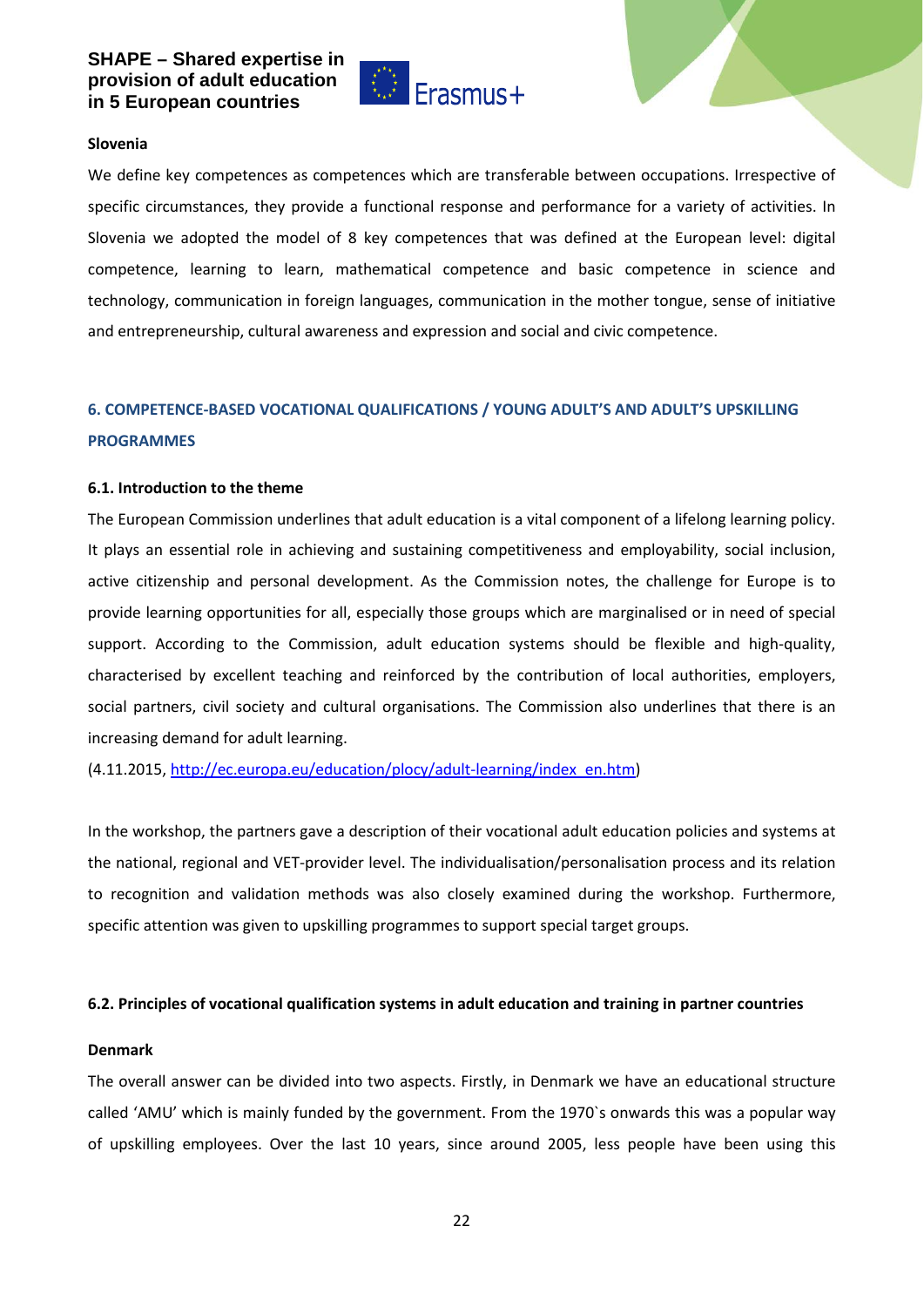**Slovenia**

We define key competences as competences which are transferable between occupations. Irrespective of specific circumstances, they provide a functional response and performance for a variety of activities. In Slovenia we adopted the model of 8 key competences that was defined at the European level: digital competence, learning to learn, mathematical competence and basic competence in science and technology, communication in foreign languages, communication in the mother tongue, sense of initiative and entrepreneurship, cultural awareness and expression and social and civic competence.

## 6. COMPETENCE-BASED VOCATIONAL QUALIFICATIONS / YOUNG ADULT'S AND ADULT'S UPSKILLING PROGRAMMES

### 6.1. Introduction to the theme

The European Commission underlines that adult education is a vital component of a lifelong learning policy. It plays an essential role in achieving and sustaining competitiveness and employability, social inclusion, active citizenship and personal development. As the Commission notes, the challenge for Europe is to provide learning opportunities for all, especially those groups which are marginalised or in need of special support. According to the Commission, adult education systems should be flexible and high-quality, characterised by excellent teaching and reinforced by the contribution of local authorities, employers, social partners, civil society and cultural organisations. The Commission also underlines that there is an increasing demand for adult learning.

(4.11.2015, http://ec.europa.eu/education/plocy/adult-learning/index_en.htm)

In the workshop, the partners gave a description of their vocational adult education policies and systems at the national, regional and VET-provider level. The individualisation/personalisation process and its relation to recognition and validation methods was also closely examined during the workshop. Furthermore, specific attention was given to upskilling programmes to support special target groups.

### 6.2. Principles of vocational qualification systems in adult education and training in partner countries

**Denmark**

The overall answer can be divided into two aspects. Firstly, in Denmark we have an educational structure called 'AMU' which is mainly funded by the government. From the 1970`s onwards this was a popular way of upskilling employees. Over the last 10 years, since around 2005, less people have been using this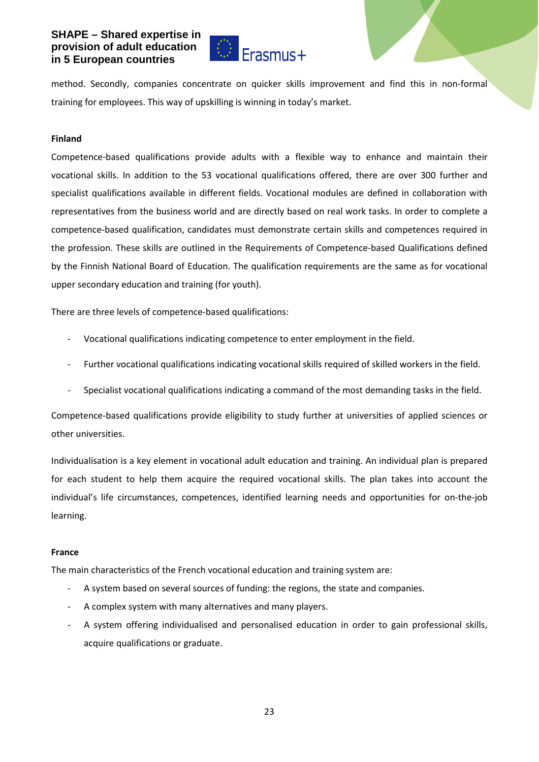method. Secondly, companies concentrate on quicker skills improvement and find this in non-formal training for employees. This way of upskilling is winning in today's market.

**Finland**

Competence-based qualifications provide adults with a flexible way to enhance and maintain their vocational skills. In addition to the 53 vocational qualifications offered, there are over 300 further and specialist qualifications available in different fields. Vocational modules are defined in collaboration with representatives from the business world and are directly based on real work tasks. In order to complete a competence-based qualification, candidates must demonstrate certain skills and competences required in the profession. These skills are outlined in the Requirements of Competence-based Qualifications defined by the Finnish National Board of Education. The qualification requirements are the same as for vocational upper secondary education and training (for youth).

There are three levels of competence-based qualifications:

- Vocational qualifications indicating competence to enter employment in the field.
- Further vocational qualifications indicating vocational skills required of skilled workers in the field.
- Specialist vocational qualifications indicating a command of the most demanding tasks in the field.

Competence-based qualifications provide eligibility to study further at universities of applied sciences or other universities.

Individualisation is a key element in vocational adult education and training. An individual plan is prepared for each student to help them acquire the required vocational skills. The plan takes into account the individual's life circumstances, competences, identified learning needs and opportunities for on-the-job learning.

**France**

The main characteristics of the French vocational education and training system are:

- A system based on several sources of funding: the regions, the state and companies.
- A complex system with many alternatives and many players.
- A system offering individualised and personalised education in order to gain professional skills, acquire qualifications or graduate.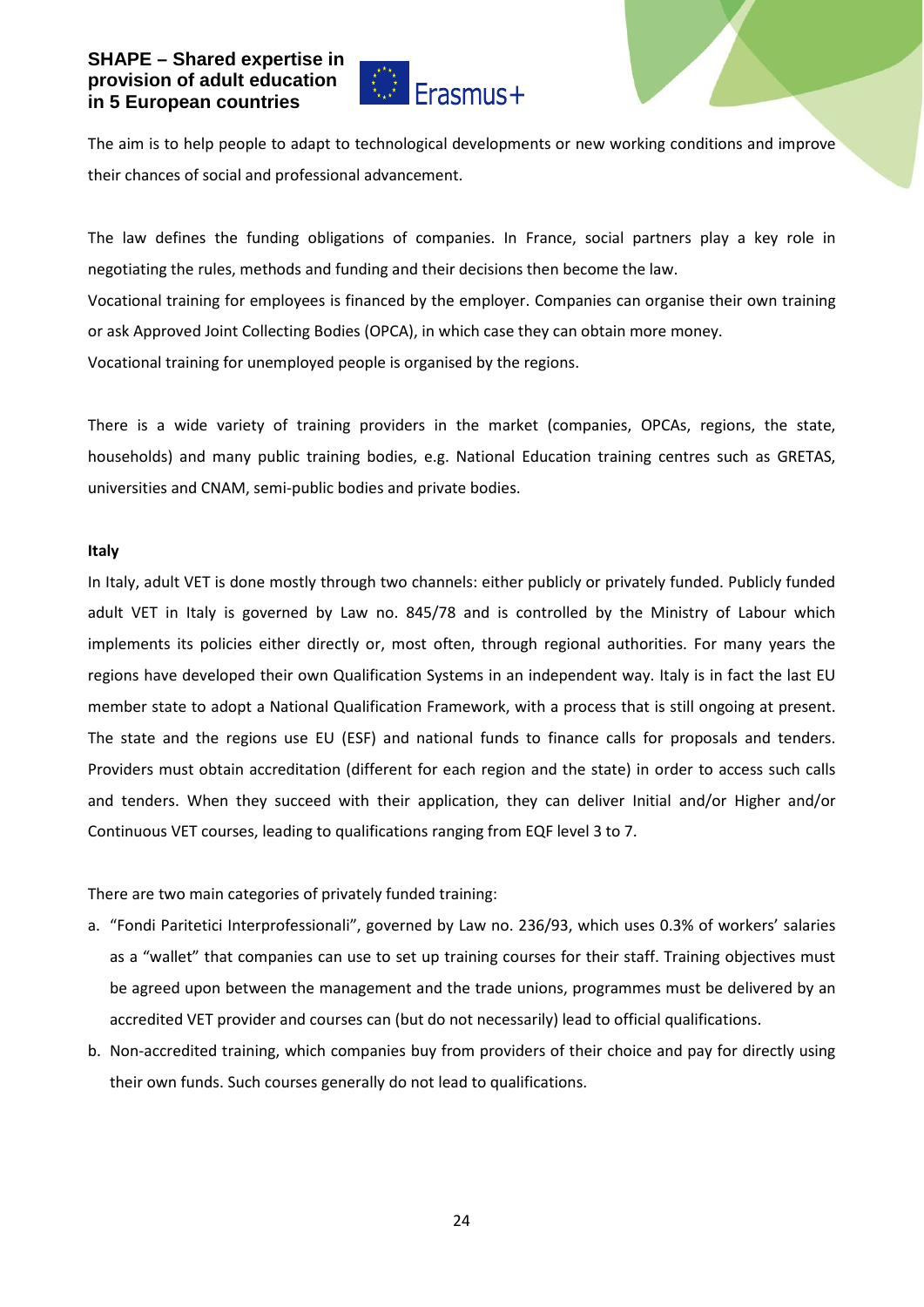The aim is to help people to adapt to technological developments or new working conditions and improve their chances of social and professional advancement.

The law defines the funding obligations of companies. In France, social partners play a key role in negotiating the rules, methods and funding and their decisions then become the law.
Vocational training for employees is financed by the employer. Companies can organise their own training or ask Approved Joint Collecting Bodies (OPCA), in which case they can obtain more money.
Vocational training for unemployed people is organised by the regions.

There is a wide variety of training providers in the market (companies, OPCAs, regions, the state, households) and many public training bodies, e.g. National Education training centres such as GRETAS, universities and CNAM, semi-public bodies and private bodies.

**Italy**

In Italy, adult VET is done mostly through two channels: either publicly or privately funded. Publicly funded adult VET in Italy is governed by Law no. 845/78 and is controlled by the Ministry of Labour which implements its policies either directly or, most often, through regional authorities. For many years the regions have developed their own Qualification Systems in an independent way. Italy is in fact the last EU member state to adopt a National Qualification Framework, with a process that is still ongoing at present. The state and the regions use EU (ESF) and national funds to finance calls for proposals and tenders. Providers must obtain accreditation (different for each region and the state) in order to access such calls and tenders. When they succeed with their application, they can deliver Initial and/or Higher and/or Continuous VET courses, leading to qualifications ranging from EQF level 3 to 7.

There are two main categories of privately funded training:

a. "Fondi Paritetici Interprofessionali", governed by Law no. 236/93, which uses 0.3% of workers' salaries as a "wallet" that companies can use to set up training courses for their staff. Training objectives must be agreed upon between the management and the trade unions, programmes must be delivered by an accredited VET provider and courses can (but do not necessarily) lead to official qualifications.
b. Non-accredited training, which companies buy from providers of their choice and pay for directly using their own funds. Such courses generally do not lead to qualifications.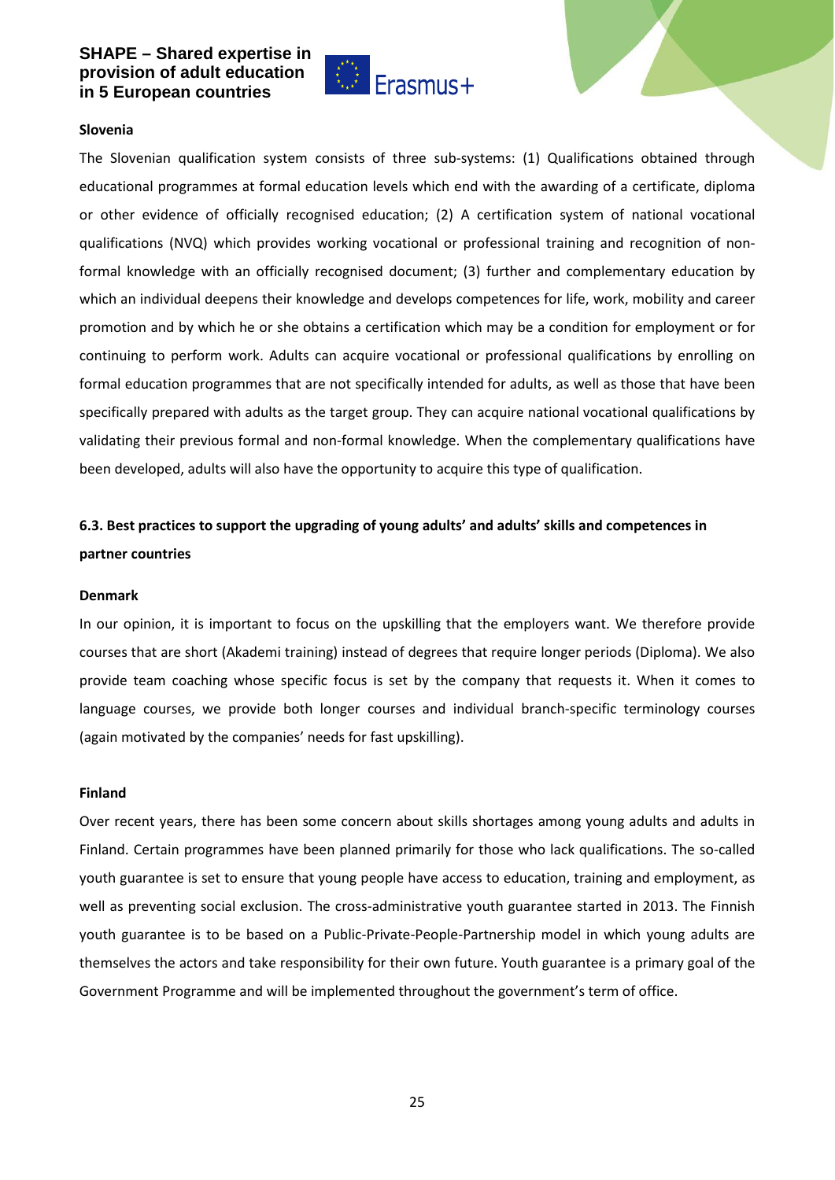**Slovenia**

The Slovenian qualification system consists of three sub-systems: (1) Qualifications obtained through educational programmes at formal education levels which end with the awarding of a certificate, diploma or other evidence of officially recognised education; (2) A certification system of national vocational qualifications (NVQ) which provides working vocational or professional training and recognition of non-formal knowledge with an officially recognised document; (3) further and complementary education by which an individual deepens their knowledge and develops competences for life, work, mobility and career promotion and by which he or she obtains a certification which may be a condition for employment or for continuing to perform work. Adults can acquire vocational or professional qualifications by enrolling on formal education programmes that are not specifically intended for adults, as well as those that have been specifically prepared with adults as the target group. They can acquire national vocational qualifications by validating their previous formal and non-formal knowledge. When the complementary qualifications have been developed, adults will also have the opportunity to acquire this type of qualification.

## 6.3. Best practices to support the upgrading of young adults' and adults' skills and competences in partner countries

**Denmark**

In our opinion, it is important to focus on the upskilling that the employers want. We therefore provide courses that are short (Akademi training) instead of degrees that require longer periods (Diploma). We also provide team coaching whose specific focus is set by the company that requests it. When it comes to language courses, we provide both longer courses and individual branch-specific terminology courses (again motivated by the companies' needs for fast upskilling).

**Finland**

Over recent years, there has been some concern about skills shortages among young adults and adults in Finland. Certain programmes have been planned primarily for those who lack qualifications. The so-called youth guarantee is set to ensure that young people have access to education, training and employment, as well as preventing social exclusion. The cross-administrative youth guarantee started in 2013. The Finnish youth guarantee is to be based on a Public-Private-People-Partnership model in which young adults are themselves the actors and take responsibility for their own future. Youth guarantee is a primary goal of the Government Programme and will be implemented throughout the government's term of office.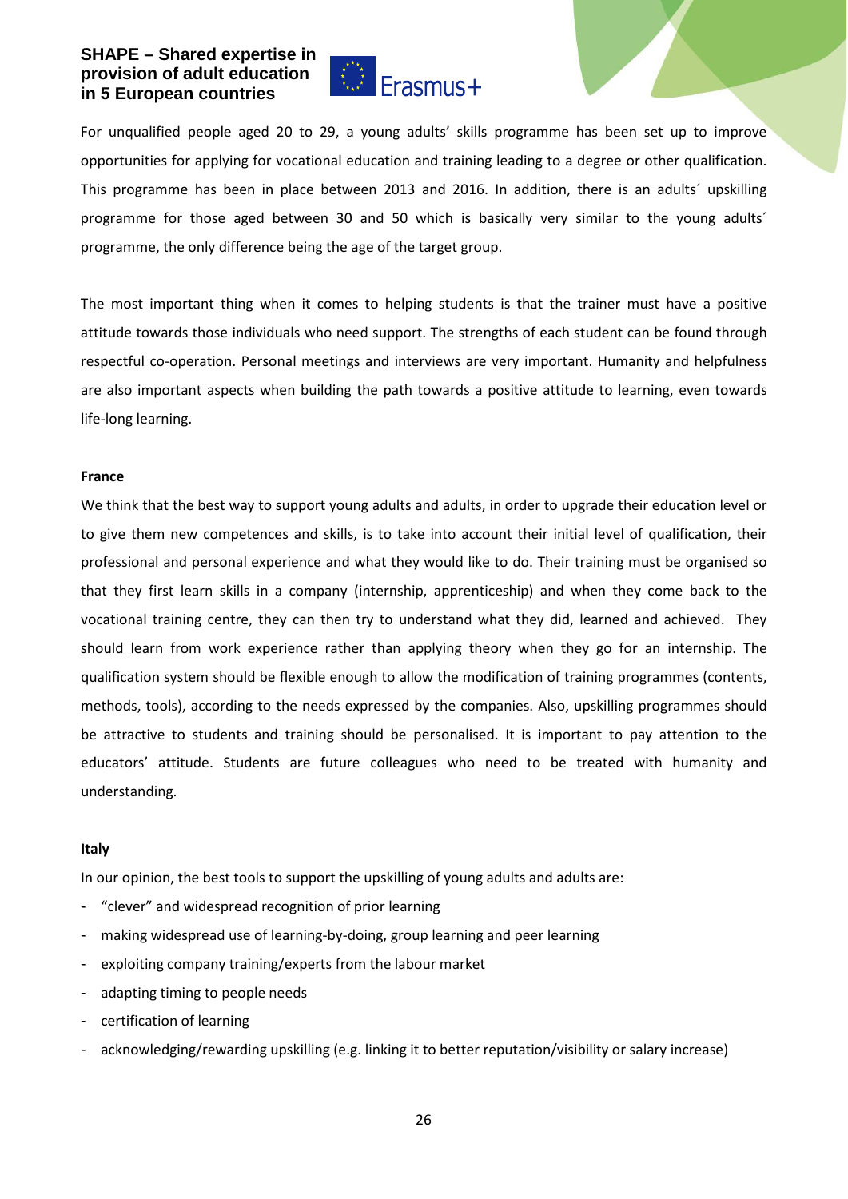For unqualified people aged 20 to 29, a young adults' skills programme has been set up to improve opportunities for applying for vocational education and training leading to a degree or other qualification. This programme has been in place between 2013 and 2016. In addition, there is an adults´ upskilling programme for those aged between 30 and 50 which is basically very similar to the young adults´ programme, the only difference being the age of the target group.

The most important thing when it comes to helping students is that the trainer must have a positive attitude towards those individuals who need support. The strengths of each student can be found through respectful co-operation. Personal meetings and interviews are very important. Humanity and helpfulness are also important aspects when building the path towards a positive attitude to learning, even towards life-long learning.

**France**

We think that the best way to support young adults and adults, in order to upgrade their education level or to give them new competences and skills, is to take into account their initial level of qualification, their professional and personal experience and what they would like to do. Their training must be organised so that they first learn skills in a company (internship, apprenticeship) and when they come back to the vocational training centre, they can then try to understand what they did, learned and achieved. They should learn from work experience rather than applying theory when they go for an internship. The qualification system should be flexible enough to allow the modification of training programmes (contents, methods, tools), according to the needs expressed by the companies. Also, upskilling programmes should be attractive to students and training should be personalised. It is important to pay attention to the educators' attitude. Students are future colleagues who need to be treated with humanity and understanding.

**Italy**

In our opinion, the best tools to support the upskilling of young adults and adults are:

- "clever" and widespread recognition of prior learning
- making widespread use of learning-by-doing, group learning and peer learning
- exploiting company training/experts from the labour market
- adapting timing to people needs
- certification of learning
- acknowledging/rewarding upskilling (e.g. linking it to better reputation/visibility or salary increase)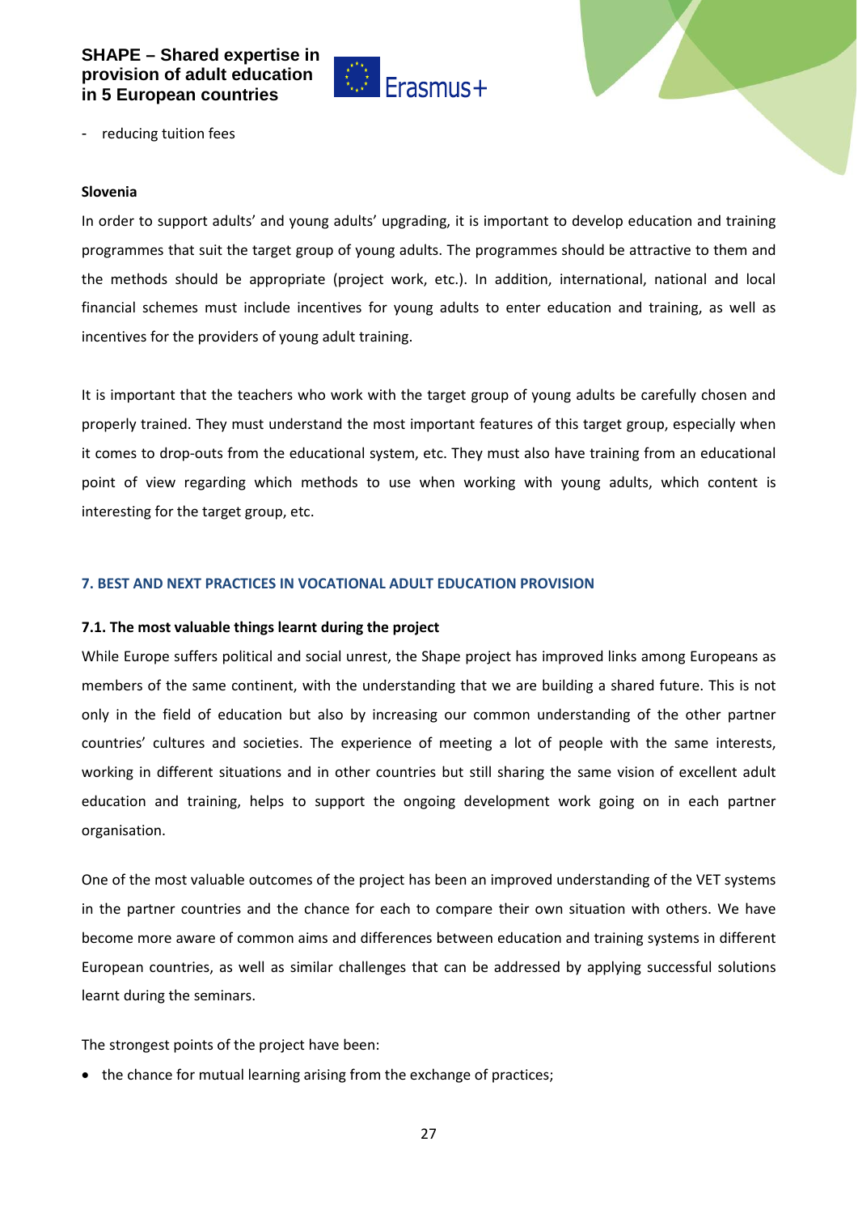- reducing tuition fees

**Slovenia**

In order to support adults' and young adults' upgrading, it is important to develop education and training programmes that suit the target group of young adults. The programmes should be attractive to them and the methods should be appropriate (project work, etc.). In addition, international, national and local financial schemes must include incentives for young adults to enter education and training, as well as incentives for the providers of young adult training.

It is important that the teachers who work with the target group of young adults be carefully chosen and properly trained. They must understand the most important features of this target group, especially when it comes to drop-outs from the educational system, etc. They must also have training from an educational point of view regarding which methods to use when working with young adults, which content is interesting for the target group, etc.

## 7. BEST AND NEXT PRACTICES IN VOCATIONAL ADULT EDUCATION PROVISION

### 7.1. The most valuable things learnt during the project

While Europe suffers political and social unrest, the Shape project has improved links among Europeans as members of the same continent, with the understanding that we are building a shared future. This is not only in the field of education but also by increasing our common understanding of the other partner countries' cultures and societies. The experience of meeting a lot of people with the same interests, working in different situations and in other countries but still sharing the same vision of excellent adult education and training, helps to support the ongoing development work going on in each partner organisation.

One of the most valuable outcomes of the project has been an improved understanding of the VET systems in the partner countries and the chance for each to compare their own situation with others. We have become more aware of common aims and differences between education and training systems in different European countries, as well as similar challenges that can be addressed by applying successful solutions learnt during the seminars.

The strongest points of the project have been:

- the chance for mutual learning arising from the exchange of practices;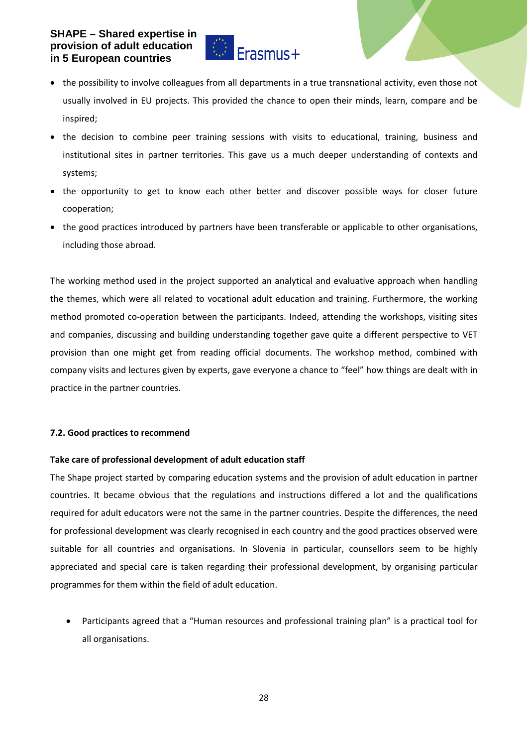- the possibility to involve colleagues from all departments in a true transnational activity, even those not usually involved in EU projects. This provided the chance to open their minds, learn, compare and be inspired;
- the decision to combine peer training sessions with visits to educational, training, business and institutional sites in partner territories. This gave us a much deeper understanding of contexts and systems;
- the opportunity to get to know each other better and discover possible ways for closer future cooperation;
- the good practices introduced by partners have been transferable or applicable to other organisations, including those abroad.

The working method used in the project supported an analytical and evaluative approach when handling the themes, which were all related to vocational adult education and training. Furthermore, the working method promoted co-operation between the participants. Indeed, attending the workshops, visiting sites and companies, discussing and building understanding together gave quite a different perspective to VET provision than one might get from reading official documents. The workshop method, combined with company visits and lectures given by experts, gave everyone a chance to "feel" how things are dealt with in practice in the partner countries.

### 7.2. Good practices to recommend

**Take care of professional development of adult education staff**

The Shape project started by comparing education systems and the provision of adult education in partner countries. It became obvious that the regulations and instructions differed a lot and the qualifications required for adult educators were not the same in the partner countries. Despite the differences, the need for professional development was clearly recognised in each country and the good practices observed were suitable for all countries and organisations. In Slovenia in particular, counsellors seem to be highly appreciated and special care is taken regarding their professional development, by organising particular programmes for them within the field of adult education.

- Participants agreed that a "Human resources and professional training plan" is a practical tool for all organisations.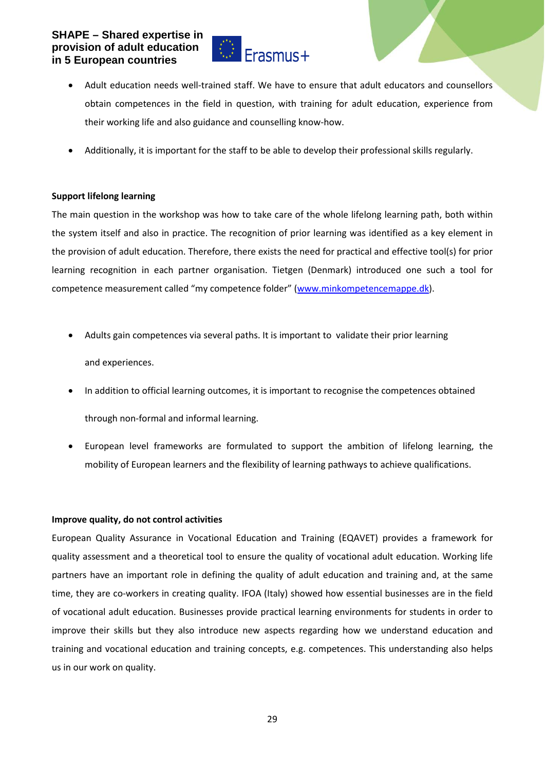- Adult education needs well-trained staff. We have to ensure that adult educators and counsellors obtain competences in the field in question, with training for adult education, experience from their working life and also guidance and counselling know-how.
- Additionally, it is important for the staff to be able to develop their professional skills regularly.

**Support lifelong learning**

The main question in the workshop was how to take care of the whole lifelong learning path, both within the system itself and also in practice. The recognition of prior learning was identified as a key element in the provision of adult education. Therefore, there exists the need for practical and effective tool(s) for prior learning recognition in each partner organisation. Tietgen (Denmark) introduced one such a tool for competence measurement called "my competence folder" (www.minkompetencemappe.dk).

- Adults gain competences via several paths. It is important to validate their prior learning and experiences.
- In addition to official learning outcomes, it is important to recognise the competences obtained through non-formal and informal learning.
- European level frameworks are formulated to support the ambition of lifelong learning, the mobility of European learners and the flexibility of learning pathways to achieve qualifications.

**Improve quality, do not control activities**

European Quality Assurance in Vocational Education and Training (EQAVET) provides a framework for quality assessment and a theoretical tool to ensure the quality of vocational adult education. Working life partners have an important role in defining the quality of adult education and training and, at the same time, they are co-workers in creating quality. IFOA (Italy) showed how essential businesses are in the field of vocational adult education. Businesses provide practical learning environments for students in order to improve their skills but they also introduce new aspects regarding how we understand education and training and vocational education and training concepts, e.g. competences. This understanding also helps us in our work on quality.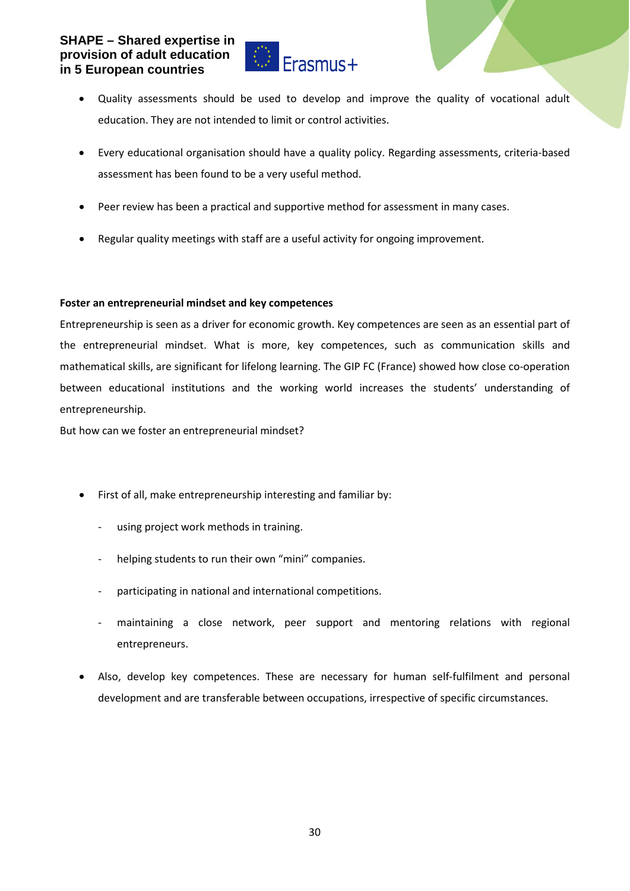- Quality assessments should be used to develop and improve the quality of vocational adult education. They are not intended to limit or control activities.
- Every educational organisation should have a quality policy. Regarding assessments, criteria-based assessment has been found to be a very useful method.
- Peer review has been a practical and supportive method for assessment in many cases.
- Regular quality meetings with staff are a useful activity for ongoing improvement.

**Foster an entrepreneurial mindset and key competences**

Entrepreneurship is seen as a driver for economic growth. Key competences are seen as an essential part of the entrepreneurial mindset. What is more, key competences, such as communication skills and mathematical skills, are significant for lifelong learning. The GIP FC (France) showed how close co-operation between educational institutions and the working world increases the students' understanding of entrepreneurship.

But how can we foster an entrepreneurial mindset?

- First of all, make entrepreneurship interesting and familiar by:
    - using project work methods in training.
    - helping students to run their own "mini" companies.
    - participating in national and international competitions.
    - maintaining a close network, peer support and mentoring relations with regional entrepreneurs.
- Also, develop key competences. These are necessary for human self-fulfilment and personal development and are transferable between occupations, irrespective of specific circumstances.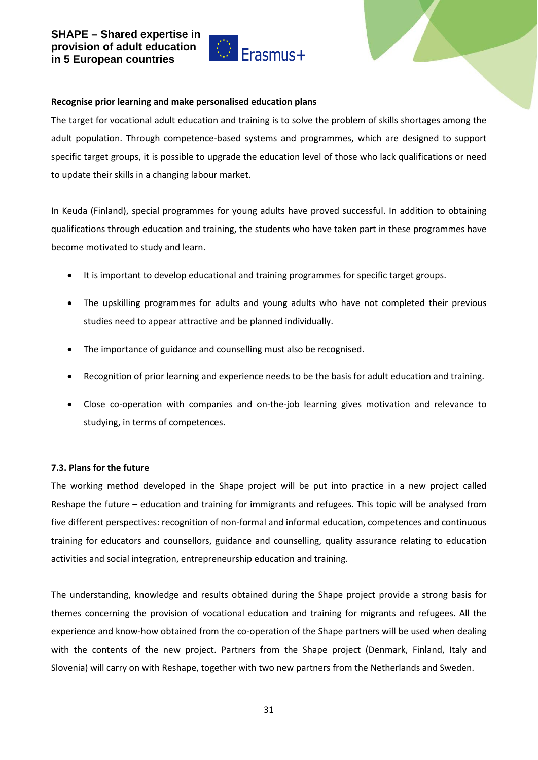**Recognise prior learning and make personalised education plans**

The target for vocational adult education and training is to solve the problem of skills shortages among the adult population. Through competence-based systems and programmes, which are designed to support specific target groups, it is possible to upgrade the education level of those who lack qualifications or need to update their skills in a changing labour market.

In Keuda (Finland), special programmes for young adults have proved successful. In addition to obtaining qualifications through education and training, the students who have taken part in these programmes have become motivated to study and learn.

- It is important to develop educational and training programmes for specific target groups.
- The upskilling programmes for adults and young adults who have not completed their previous studies need to appear attractive and be planned individually.
- The importance of guidance and counselling must also be recognised.
- Recognition of prior learning and experience needs to be the basis for adult education and training.
- Close co-operation with companies and on-the-job learning gives motivation and relevance to studying, in terms of competences.

### 7.3. Plans for the future

The working method developed in the Shape project will be put into practice in a new project called Reshape the future – education and training for immigrants and refugees. This topic will be analysed from five different perspectives: recognition of non-formal and informal education, competences and continuous training for educators and counsellors, guidance and counselling, quality assurance relating to education activities and social integration, entrepreneurship education and training.

The understanding, knowledge and results obtained during the Shape project provide a strong basis for themes concerning the provision of vocational education and training for migrants and refugees. All the experience and know-how obtained from the co-operation of the Shape partners will be used when dealing with the contents of the new project. Partners from the Shape project (Denmark, Finland, Italy and Slovenia) will carry on with Reshape, together with two new partners from the Netherlands and Sweden.